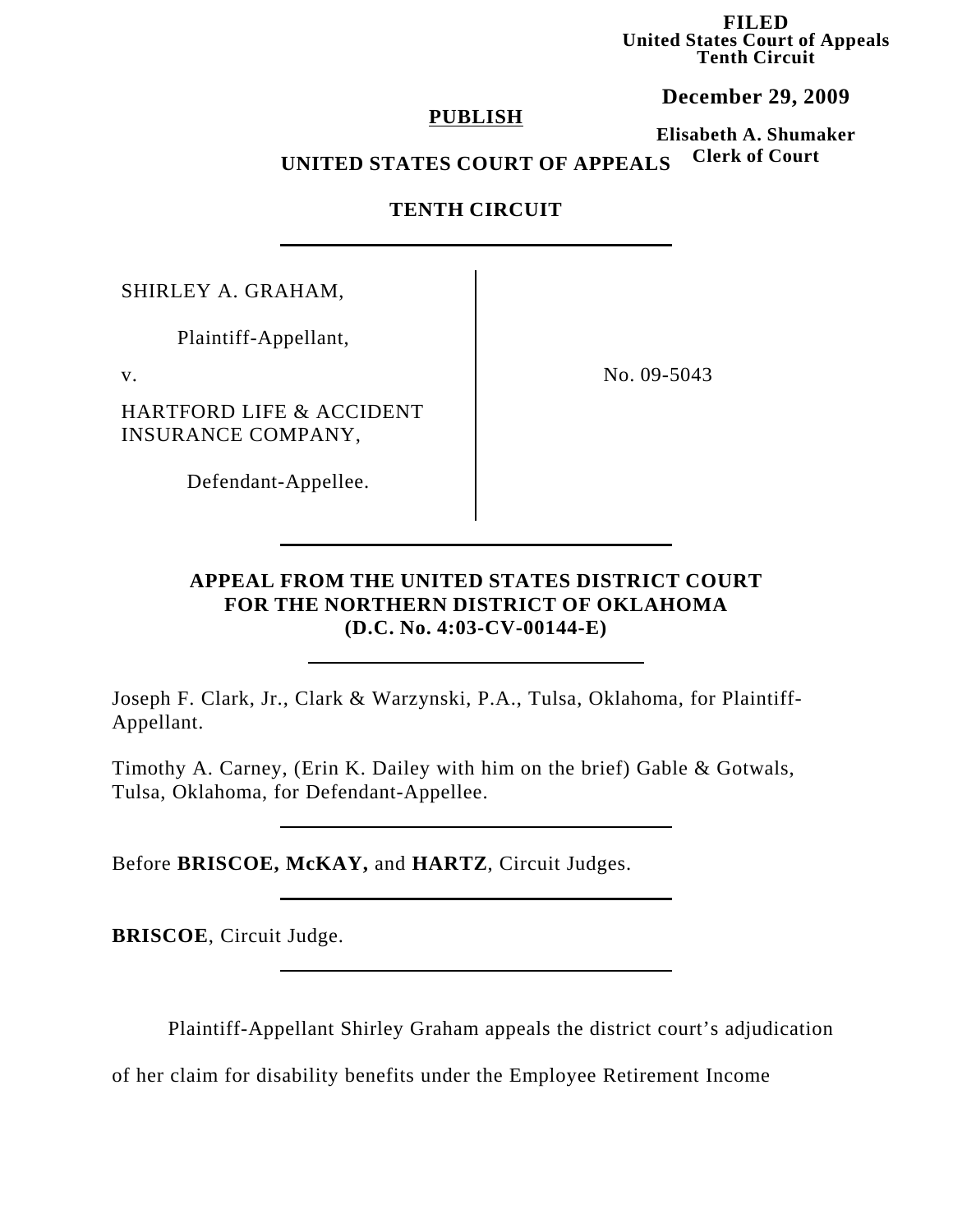**FILED**
**United States Court of Appeals**
**Tenth Circuit**

**December 29, 2009**

**Elisabeth A. Shumaker**
**Clerk of Court**

**PUBLISH**

**UNITED STATES COURT OF APPEALS**

**TENTH CIRCUIT**

---

| | |
|---|---|
| SHIRLEY A. GRAHAM,<br><br>Plaintiff-Appellant,<br><br>v.<br><br>HARTFORD LIFE & ACCIDENT INSURANCE COMPANY,<br><br>Defendant-Appellee. | No. 09-5043 |

---

**APPEAL FROM THE UNITED STATES DISTRICT COURT FOR THE NORTHERN DISTRICT OF OKLAHOMA (D.C. No. 4:03-CV-00144-E)**

---

Joseph F. Clark, Jr., Clark & Warzynski, P.A., Tulsa, Oklahoma, for Plaintiff-Appellant.

Timothy A. Carney, (Erin K. Dailey with him on the brief) Gable & Gotwals, Tulsa, Oklahoma, for Defendant-Appellee.

---

Before **BRISCOE, McKAY,** and **HARTZ**, Circuit Judges.

---

**BRISCOE**, Circuit Judge.

---

Plaintiff-Appellant Shirley Graham appeals the district court's adjudication of her claim for disability benefits under the Employee Retirement Income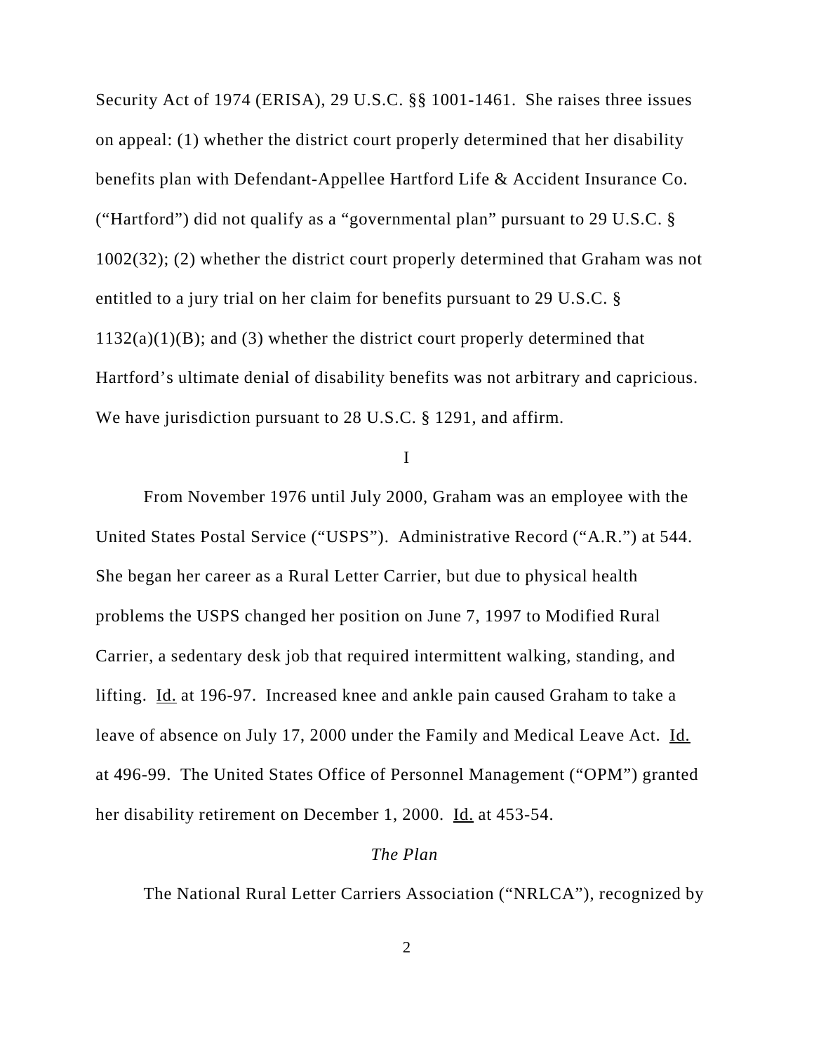Security Act of 1974 (ERISA), 29 U.S.C. §§ 1001-1461. She raises three issues on appeal: (1) whether the district court properly determined that her disability benefits plan with Defendant-Appellee Hartford Life & Accident Insurance Co. ("Hartford") did not qualify as a "governmental plan" pursuant to 29 U.S.C. § 1002(32); (2) whether the district court properly determined that Graham was not entitled to a jury trial on her claim for benefits pursuant to 29 U.S.C. § 1132(a)(1)(B); and (3) whether the district court properly determined that Hartford's ultimate denial of disability benefits was not arbitrary and capricious. We have jurisdiction pursuant to 28 U.S.C. § 1291, and affirm.

I

From November 1976 until July 2000, Graham was an employee with the United States Postal Service ("USPS"). Administrative Record ("A.R.") at 544. She began her career as a Rural Letter Carrier, but due to physical health problems the USPS changed her position on June 7, 1997 to Modified Rural Carrier, a sedentary desk job that required intermittent walking, standing, and lifting. Id. at 196-97. Increased knee and ankle pain caused Graham to take a leave of absence on July 17, 2000 under the Family and Medical Leave Act. Id. at 496-99. The United States Office of Personnel Management ("OPM") granted her disability retirement on December 1, 2000. Id. at 453-54.

*The Plan*

The National Rural Letter Carriers Association ("NRLCA"), recognized by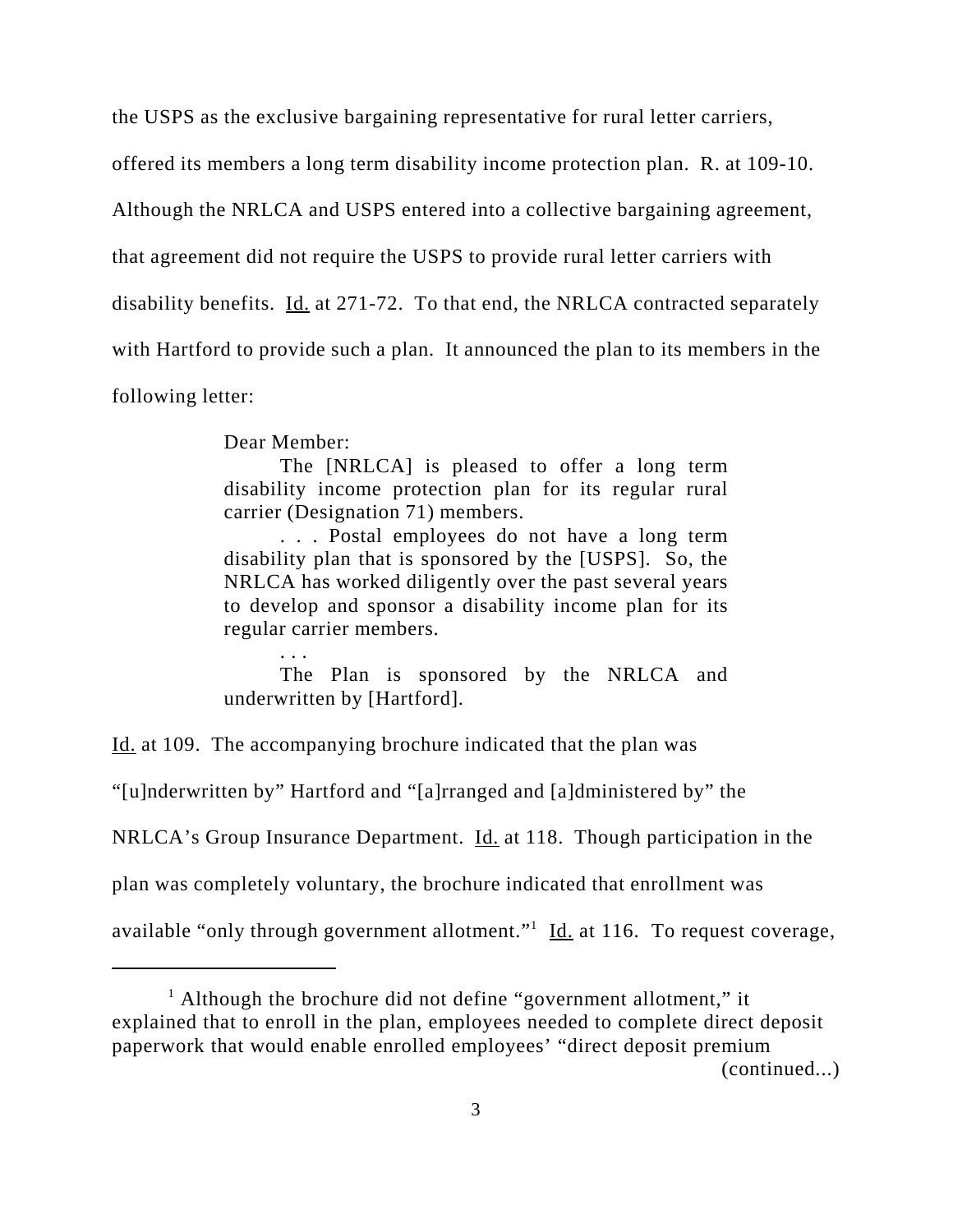the USPS as the exclusive bargaining representative for rural letter carriers, offered its members a long term disability income protection plan. R. at 109-10. Although the NRLCA and USPS entered into a collective bargaining agreement, that agreement did not require the USPS to provide rural letter carriers with disability benefits. Id. at 271-72. To that end, the NRLCA contracted separately with Hartford to provide such a plan. It announced the plan to its members in the following letter:

> Dear Member:
>
> The [NRLCA] is pleased to offer a long term disability income protection plan for its regular rural carrier (Designation 71) members.
>
> . . . Postal employees do not have a long term disability plan that is sponsored by the [USPS]. So, the NRLCA has worked diligently over the past several years to develop and sponsor a disability income plan for its regular carrier members.
>
> . . .
>
> The Plan is sponsored by the NRLCA and underwritten by [Hartford].

Id. at 109. The accompanying brochure indicated that the plan was "[u]nderwritten by" Hartford and "[a]rranged and [a]dministered by" the NRLCA's Group Insurance Department. Id. at 118. Though participation in the plan was completely voluntary, the brochure indicated that enrollment was available "only through government allotment."[1] Id. at 116. To request coverage,

[1] Although the brochure did not define "government allotment," it explained that to enroll in the plan, employees needed to complete direct deposit paperwork that would enable enrolled employees' "direct deposit premium (continued...)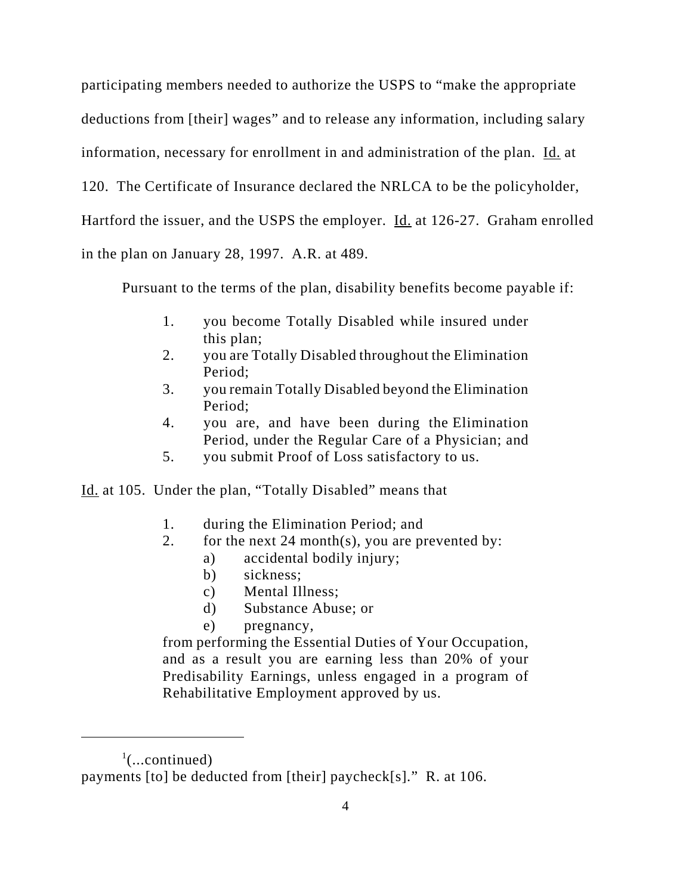participating members needed to authorize the USPS to "make the appropriate deductions from [their] wages" and to release any information, including salary information, necessary for enrollment in and administration of the plan. Id. at 120. The Certificate of Insurance declared the NRLCA to be the policyholder, Hartford the issuer, and the USPS the employer. Id. at 126-27. Graham enrolled in the plan on January 28, 1997. A.R. at 489.

Pursuant to the terms of the plan, disability benefits become payable if:

> 1. you become Totally Disabled while insured under this plan;
> 2. you are Totally Disabled throughout the Elimination Period;
> 3. you remain Totally Disabled beyond the Elimination Period;
> 4. you are, and have been during the Elimination Period, under the Regular Care of a Physician; and
> 5. you submit Proof of Loss satisfactory to us.

Id. at 105. Under the plan, "Totally Disabled" means that

> 1. during the Elimination Period; and
> 2. for the next 24 month(s), you are prevented by:
>     a) accidental bodily injury;
>     b) sickness;
>     c) Mental Illness;
>     d) Substance Abuse; or
>     e) pregnancy,
>
> from performing the Essential Duties of Your Occupation, and as a result you are earning less than 20% of your Predisability Earnings, unless engaged in a program of Rehabilitative Employment approved by us.

---

[1](...continued)
payments [to] be deducted from [their] paycheck[s]." R. at 106.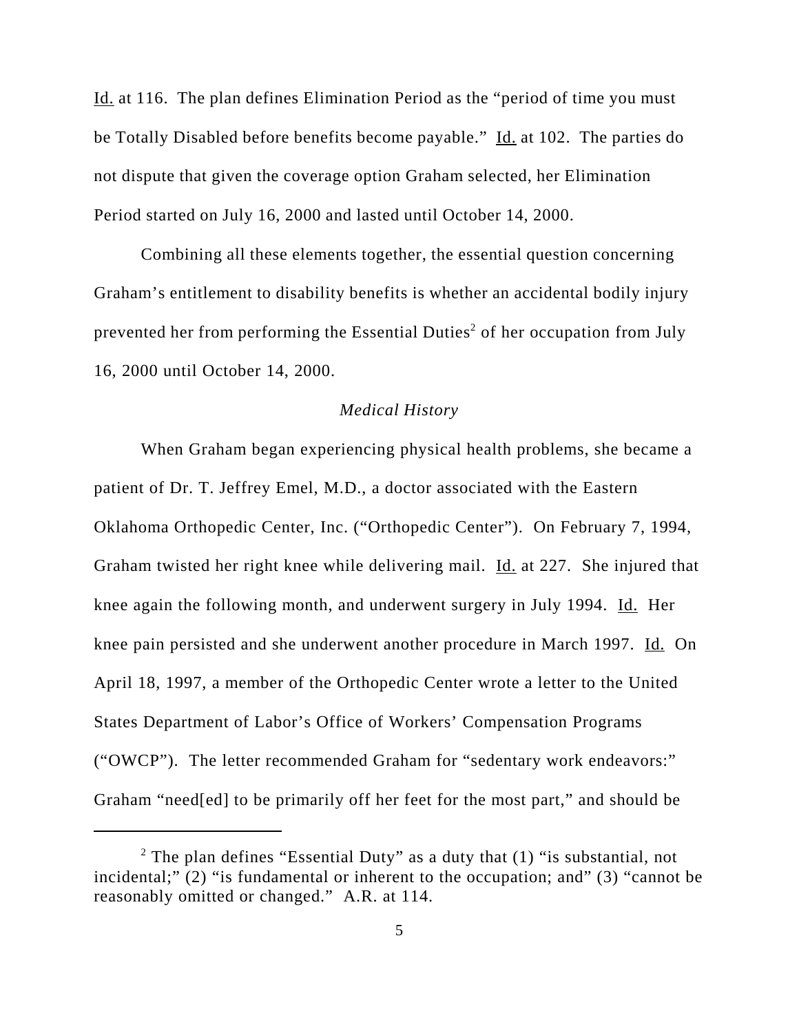Id. at 116. The plan defines Elimination Period as the "period of time you must be Totally Disabled before benefits become payable." Id. at 102. The parties do not dispute that given the coverage option Graham selected, her Elimination Period started on July 16, 2000 and lasted until October 14, 2000.

Combining all these elements together, the essential question concerning Graham's entitlement to disability benefits is whether an accidental bodily injury prevented her from performing the Essential Duties[2] of her occupation from July 16, 2000 until October 14, 2000.

*Medical History*

When Graham began experiencing physical health problems, she became a patient of Dr. T. Jeffrey Emel, M.D., a doctor associated with the Eastern Oklahoma Orthopedic Center, Inc. ("Orthopedic Center"). On February 7, 1994, Graham twisted her right knee while delivering mail. Id. at 227. She injured that knee again the following month, and underwent surgery in July 1994. Id. Her knee pain persisted and she underwent another procedure in March 1997. Id. On April 18, 1997, a member of the Orthopedic Center wrote a letter to the United States Department of Labor's Office of Workers' Compensation Programs ("OWCP"). The letter recommended Graham for "sedentary work endeavors:" Graham "need[ed] to be primarily off her feet for the most part," and should be

---

[2] The plan defines "Essential Duty" as a duty that (1) "is substantial, not incidental;" (2) "is fundamental or inherent to the occupation; and" (3) "cannot be reasonably omitted or changed." A.R. at 114.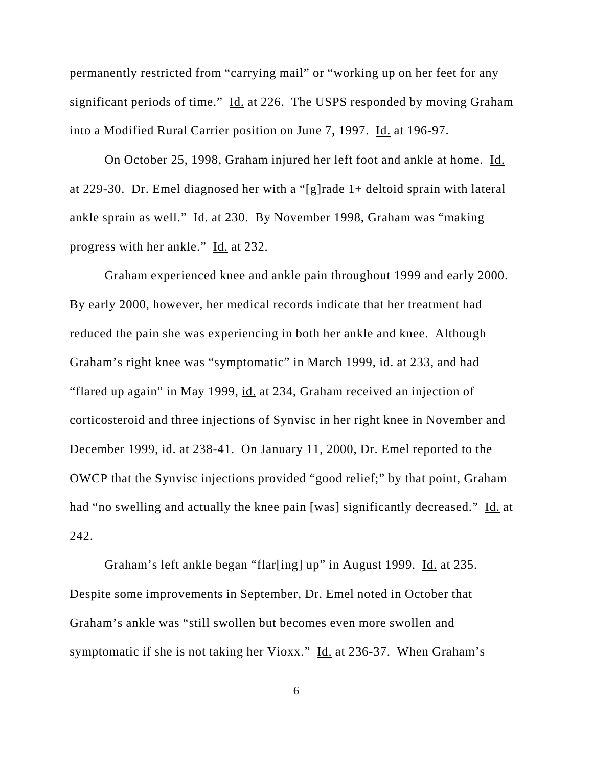permanently restricted from "carrying mail" or "working up on her feet for any significant periods of time." Id. at 226. The USPS responded by moving Graham into a Modified Rural Carrier position on June 7, 1997. Id. at 196-97.

On October 25, 1998, Graham injured her left foot and ankle at home. Id. at 229-30. Dr. Emel diagnosed her with a "[g]rade 1+ deltoid sprain with lateral ankle sprain as well." Id. at 230. By November 1998, Graham was "making progress with her ankle." Id. at 232.

Graham experienced knee and ankle pain throughout 1999 and early 2000. By early 2000, however, her medical records indicate that her treatment had reduced the pain she was experiencing in both her ankle and knee. Although Graham's right knee was "symptomatic" in March 1999, id. at 233, and had "flared up again" in May 1999, id. at 234, Graham received an injection of corticosteroid and three injections of Synvisc in her right knee in November and December 1999, id. at 238-41. On January 11, 2000, Dr. Emel reported to the OWCP that the Synvisc injections provided "good relief;" by that point, Graham had "no swelling and actually the knee pain [was] significantly decreased." Id. at 242.

Graham's left ankle began "flar[ing] up" in August 1999. Id. at 235. Despite some improvements in September, Dr. Emel noted in October that Graham's ankle was "still swollen but becomes even more swollen and symptomatic if she is not taking her Vioxx." Id. at 236-37. When Graham's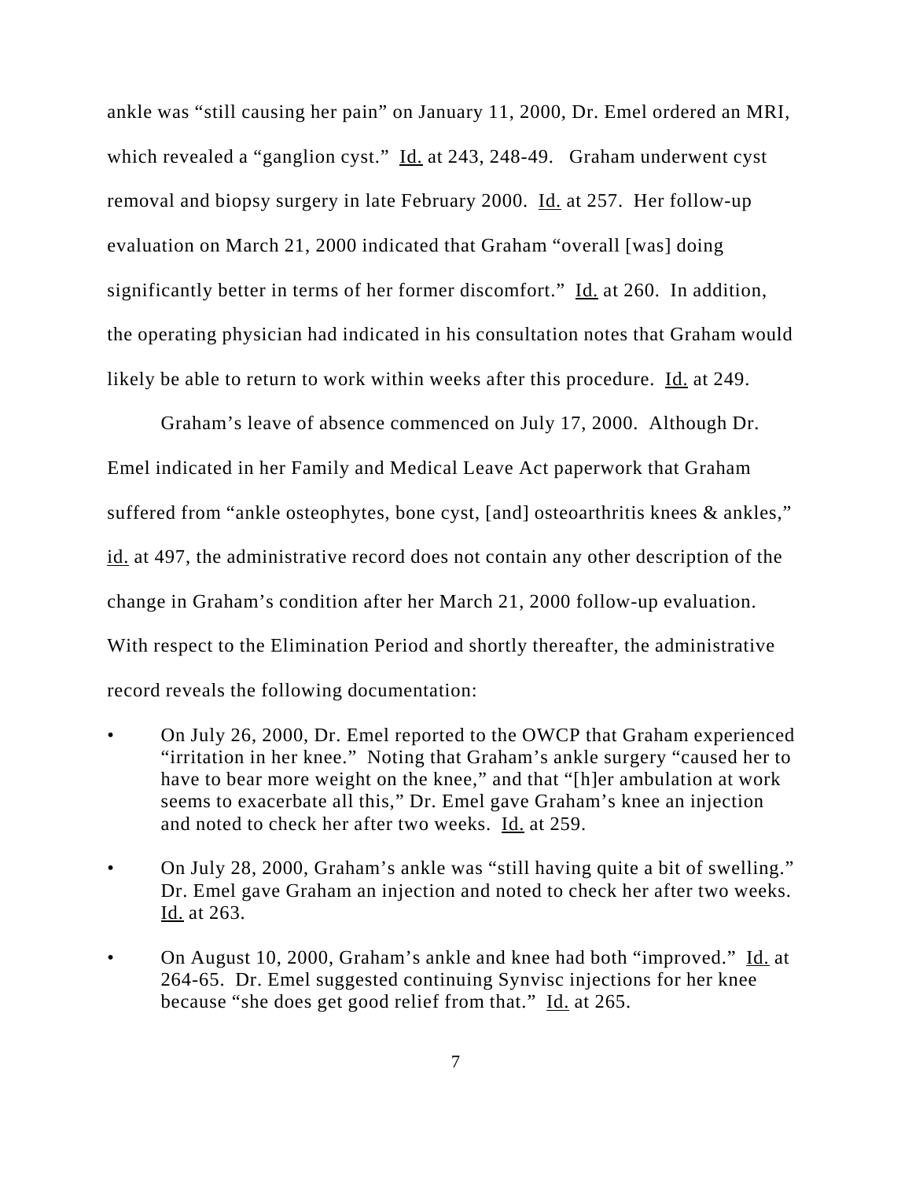ankle was "still causing her pain" on January 11, 2000, Dr. Emel ordered an MRI, which revealed a "ganglion cyst." Id. at 243, 248-49. Graham underwent cyst removal and biopsy surgery in late February 2000. Id. at 257. Her follow-up evaluation on March 21, 2000 indicated that Graham "overall [was] doing significantly better in terms of her former discomfort." Id. at 260. In addition, the operating physician had indicated in his consultation notes that Graham would likely be able to return to work within weeks after this procedure. Id. at 249.

Graham's leave of absence commenced on July 17, 2000. Although Dr. Emel indicated in her Family and Medical Leave Act paperwork that Graham suffered from "ankle osteophytes, bone cyst, [and] osteoarthritis knees & ankles," id. at 497, the administrative record does not contain any other description of the change in Graham's condition after her March 21, 2000 follow-up evaluation. With respect to the Elimination Period and shortly thereafter, the administrative record reveals the following documentation:

- On July 26, 2000, Dr. Emel reported to the OWCP that Graham experienced "irritation in her knee." Noting that Graham's ankle surgery "caused her to have to bear more weight on the knee," and that "[h]er ambulation at work seems to exacerbate all this," Dr. Emel gave Graham's knee an injection and noted to check her after two weeks. Id. at 259.
- On July 28, 2000, Graham's ankle was "still having quite a bit of swelling." Dr. Emel gave Graham an injection and noted to check her after two weeks. Id. at 263.
- On August 10, 2000, Graham's ankle and knee had both "improved." Id. at 264-65. Dr. Emel suggested continuing Synvisc injections for her knee because "she does get good relief from that." Id. at 265.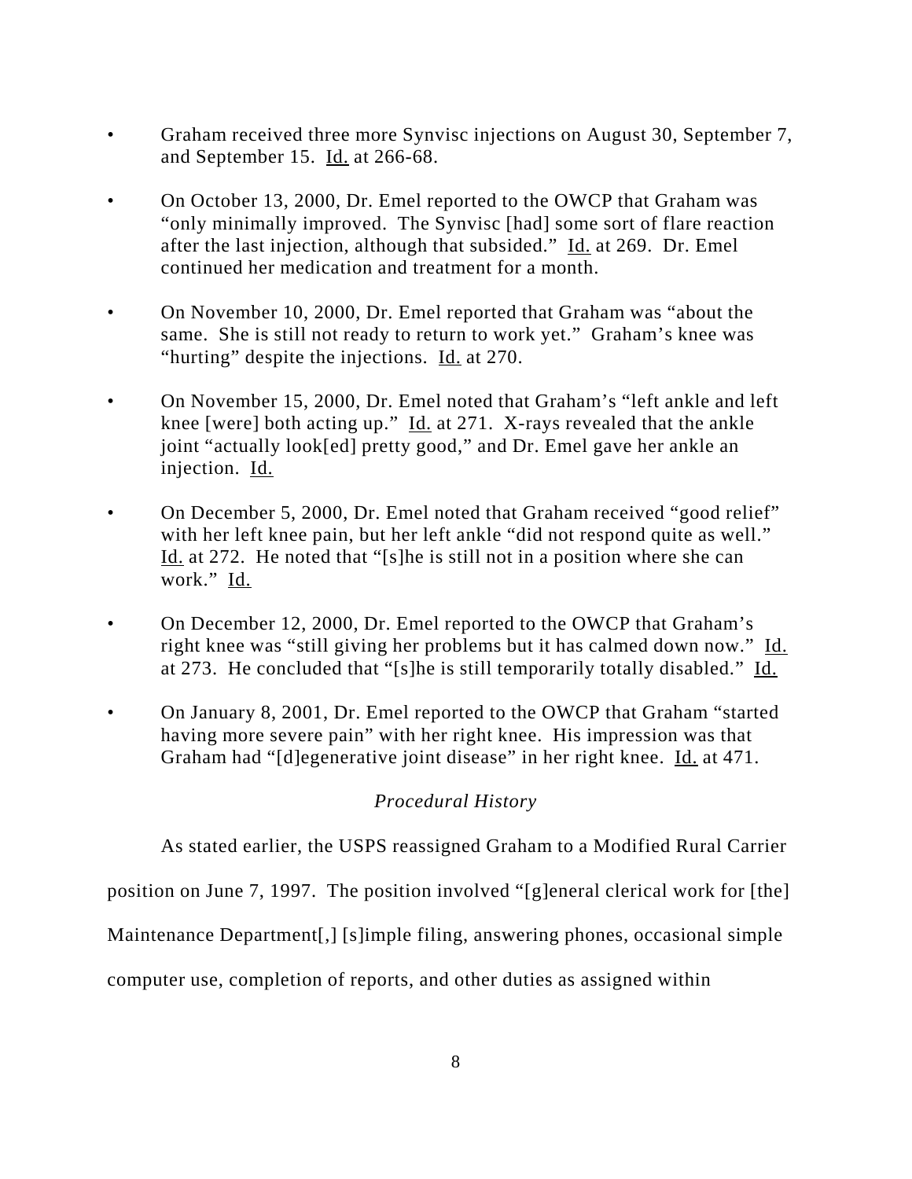- Graham received three more Synvisc injections on August 30, September 7, and September 15. Id. at 266-68.

- On October 13, 2000, Dr. Emel reported to the OWCP that Graham was "only minimally improved. The Synvisc [had] some sort of flare reaction after the last injection, although that subsided." Id. at 269. Dr. Emel continued her medication and treatment for a month.

- On November 10, 2000, Dr. Emel reported that Graham was "about the same. She is still not ready to return to work yet." Graham's knee was "hurting" despite the injections. Id. at 270.

- On November 15, 2000, Dr. Emel noted that Graham's "left ankle and left knee [were] both acting up." Id. at 271. X-rays revealed that the ankle joint "actually look[ed] pretty good," and Dr. Emel gave her ankle an injection. Id.

- On December 5, 2000, Dr. Emel noted that Graham received "good relief" with her left knee pain, but her left ankle "did not respond quite as well." Id. at 272. He noted that "[s]he is still not in a position where she can work." Id.

- On December 12, 2000, Dr. Emel reported to the OWCP that Graham's right knee was "still giving her problems but it has calmed down now." Id. at 273. He concluded that "[s]he is still temporarily totally disabled." Id.

- On January 8, 2001, Dr. Emel reported to the OWCP that Graham "started having more severe pain" with her right knee. His impression was that Graham had "[d]egenerative joint disease" in her right knee. Id. at 471.

*Procedural History*

As stated earlier, the USPS reassigned Graham to a Modified Rural Carrier position on June 7, 1997. The position involved "[g]eneral clerical work for [the] Maintenance Department[,] [s]imple filing, answering phones, occasional simple computer use, completion of reports, and other duties as assigned within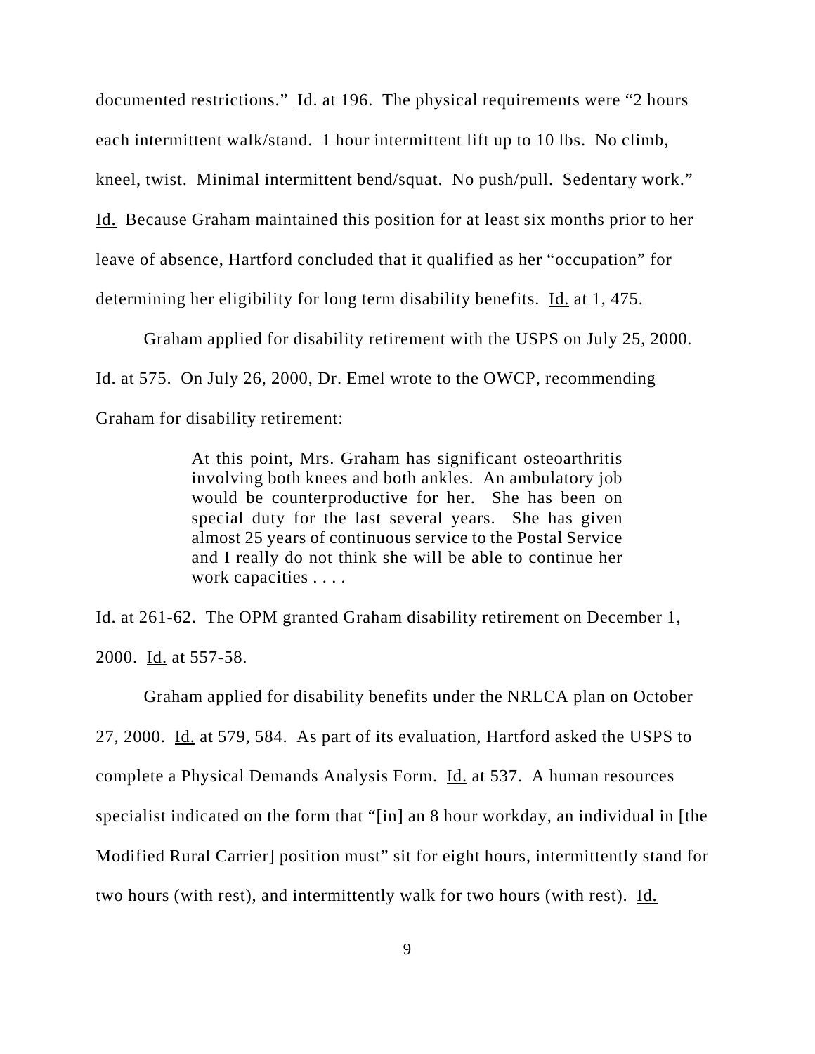documented restrictions." Id. at 196. The physical requirements were "2 hours each intermittent walk/stand. 1 hour intermittent lift up to 10 lbs. No climb, kneel, twist. Minimal intermittent bend/squat. No push/pull. Sedentary work." Id. Because Graham maintained this position for at least six months prior to her leave of absence, Hartford concluded that it qualified as her "occupation" for determining her eligibility for long term disability benefits. Id. at 1, 475.

Graham applied for disability retirement with the USPS on July 25, 2000. Id. at 575. On July 26, 2000, Dr. Emel wrote to the OWCP, recommending Graham for disability retirement:

> At this point, Mrs. Graham has significant osteoarthritis involving both knees and both ankles. An ambulatory job would be counterproductive for her. She has been on special duty for the last several years. She has given almost 25 years of continuous service to the Postal Service and I really do not think she will be able to continue her work capacities . . . .

Id. at 261-62. The OPM granted Graham disability retirement on December 1, 2000. Id. at 557-58.

Graham applied for disability benefits under the NRLCA plan on October 27, 2000. Id. at 579, 584. As part of its evaluation, Hartford asked the USPS to complete a Physical Demands Analysis Form. Id. at 537. A human resources specialist indicated on the form that "[in] an 8 hour workday, an individual in [the Modified Rural Carrier] position must" sit for eight hours, intermittently stand for two hours (with rest), and intermittently walk for two hours (with rest). Id.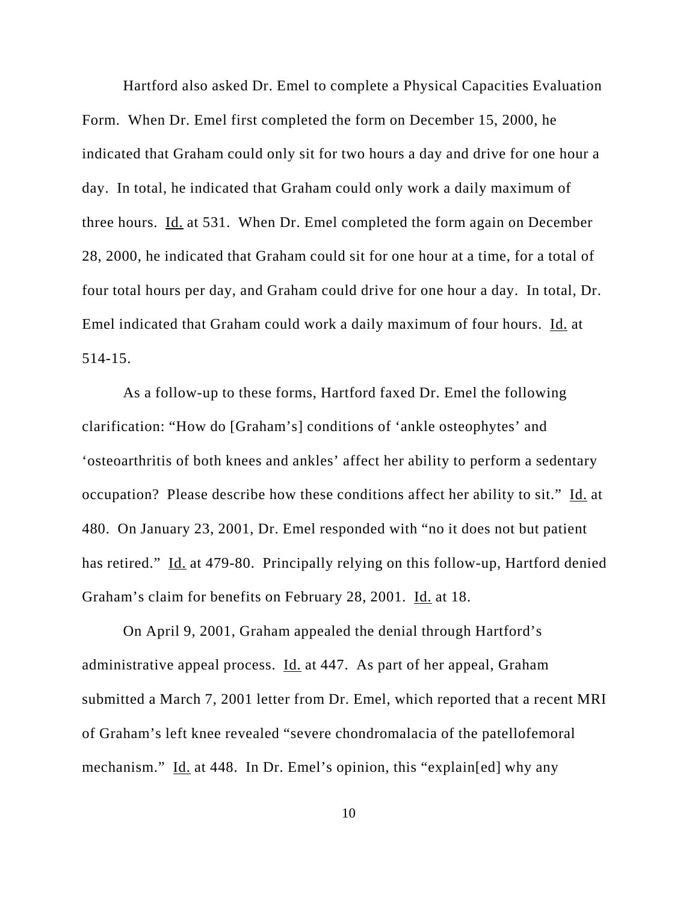Hartford also asked Dr. Emel to complete a Physical Capacities Evaluation Form. When Dr. Emel first completed the form on December 15, 2000, he indicated that Graham could only sit for two hours a day and drive for one hour a day. In total, he indicated that Graham could only work a daily maximum of three hours. Id. at 531. When Dr. Emel completed the form again on December 28, 2000, he indicated that Graham could sit for one hour at a time, for a total of four total hours per day, and Graham could drive for one hour a day. In total, Dr. Emel indicated that Graham could work a daily maximum of four hours. Id. at 514-15.

As a follow-up to these forms, Hartford faxed Dr. Emel the following clarification: "How do [Graham's] conditions of 'ankle osteophytes' and 'osteoarthritis of both knees and ankles' affect her ability to perform a sedentary occupation? Please describe how these conditions affect her ability to sit." Id. at 480. On January 23, 2001, Dr. Emel responded with "no it does not but patient has retired." Id. at 479-80. Principally relying on this follow-up, Hartford denied Graham's claim for benefits on February 28, 2001. Id. at 18.

On April 9, 2001, Graham appealed the denial through Hartford's administrative appeal process. Id. at 447. As part of her appeal, Graham submitted a March 7, 2001 letter from Dr. Emel, which reported that a recent MRI of Graham's left knee revealed "severe chondromalacia of the patellofemoral mechanism." Id. at 448. In Dr. Emel's opinion, this "explain[ed] why any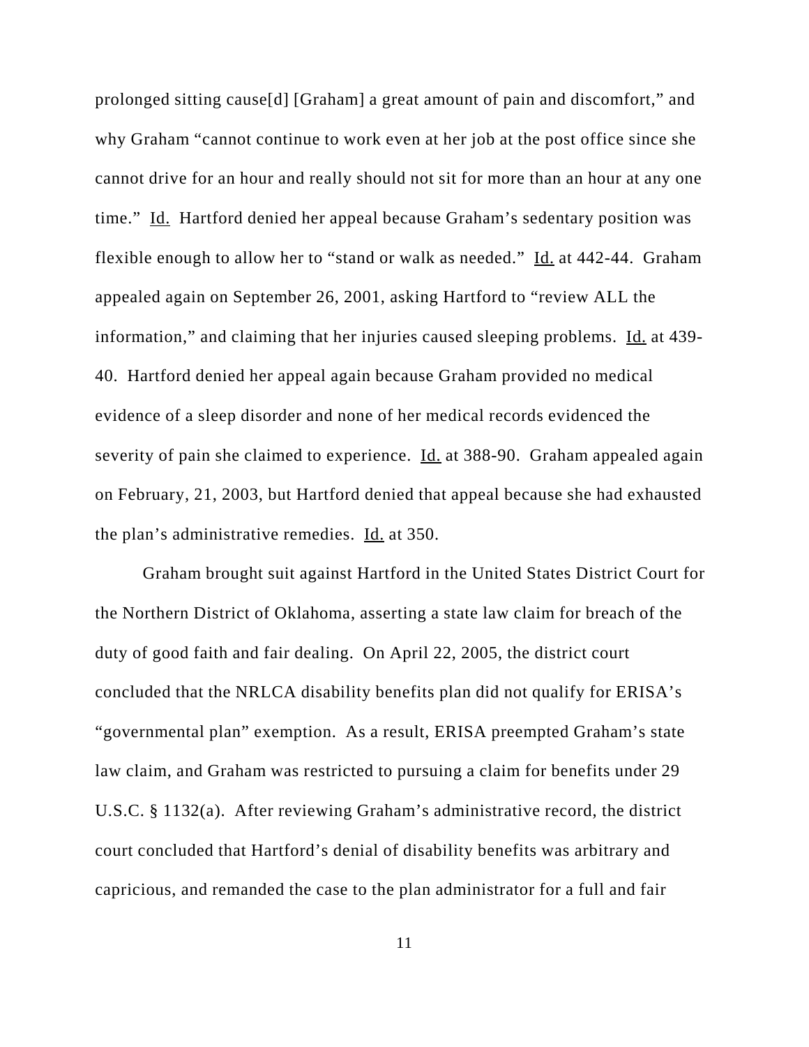prolonged sitting cause[d] [Graham] a great amount of pain and discomfort," and why Graham "cannot continue to work even at her job at the post office since she cannot drive for an hour and really should not sit for more than an hour at any one time." Id. Hartford denied her appeal because Graham's sedentary position was flexible enough to allow her to "stand or walk as needed." Id. at 442-44. Graham appealed again on September 26, 2001, asking Hartford to "review ALL the information," and claiming that her injuries caused sleeping problems. Id. at 439-40. Hartford denied her appeal again because Graham provided no medical evidence of a sleep disorder and none of her medical records evidenced the severity of pain she claimed to experience. Id. at 388-90. Graham appealed again on February, 21, 2003, but Hartford denied that appeal because she had exhausted the plan's administrative remedies. Id. at 350.

Graham brought suit against Hartford in the United States District Court for the Northern District of Oklahoma, asserting a state law claim for breach of the duty of good faith and fair dealing. On April 22, 2005, the district court concluded that the NRLCA disability benefits plan did not qualify for ERISA's "governmental plan" exemption. As a result, ERISA preempted Graham's state law claim, and Graham was restricted to pursuing a claim for benefits under 29 U.S.C. § 1132(a). After reviewing Graham's administrative record, the district court concluded that Hartford's denial of disability benefits was arbitrary and capricious, and remanded the case to the plan administrator for a full and fair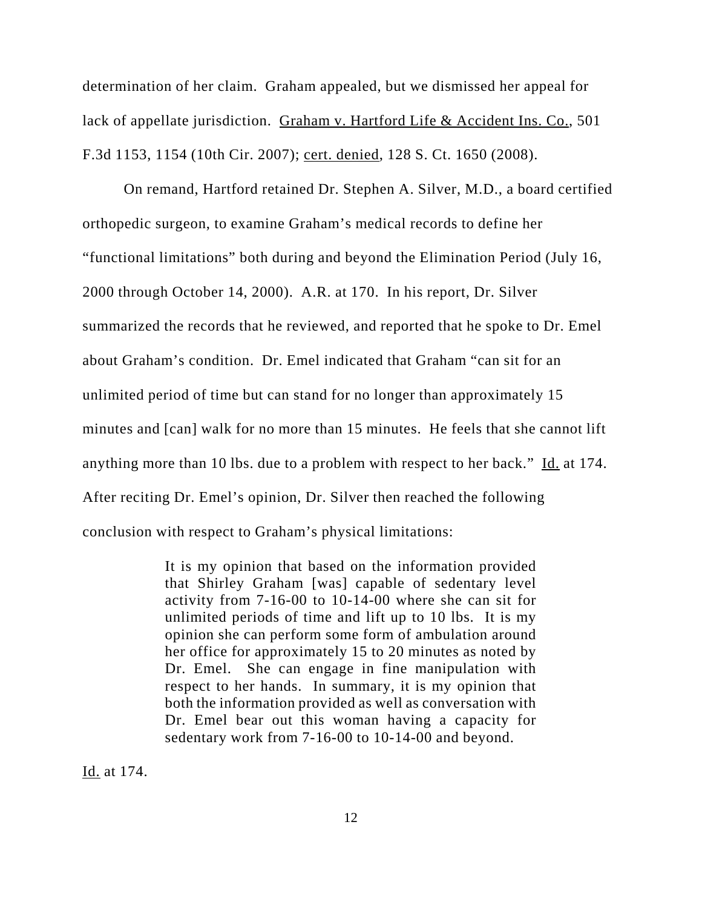determination of her claim. Graham appealed, but we dismissed her appeal for lack of appellate jurisdiction. Graham v. Hartford Life & Accident Ins. Co., 501 F.3d 1153, 1154 (10th Cir. 2007); cert. denied, 128 S. Ct. 1650 (2008).

On remand, Hartford retained Dr. Stephen A. Silver, M.D., a board certified orthopedic surgeon, to examine Graham's medical records to define her "functional limitations" both during and beyond the Elimination Period (July 16, 2000 through October 14, 2000). A.R. at 170. In his report, Dr. Silver summarized the records that he reviewed, and reported that he spoke to Dr. Emel about Graham's condition. Dr. Emel indicated that Graham "can sit for an unlimited period of time but can stand for no longer than approximately 15 minutes and [can] walk for no more than 15 minutes. He feels that she cannot lift anything more than 10 lbs. due to a problem with respect to her back." Id. at 174. After reciting Dr. Emel's opinion, Dr. Silver then reached the following conclusion with respect to Graham's physical limitations:

> It is my opinion that based on the information provided that Shirley Graham [was] capable of sedentary level activity from 7-16-00 to 10-14-00 where she can sit for unlimited periods of time and lift up to 10 lbs. It is my opinion she can perform some form of ambulation around her office for approximately 15 to 20 minutes as noted by Dr. Emel. She can engage in fine manipulation with respect to her hands. In summary, it is my opinion that both the information provided as well as conversation with Dr. Emel bear out this woman having a capacity for sedentary work from 7-16-00 to 10-14-00 and beyond.

Id. at 174.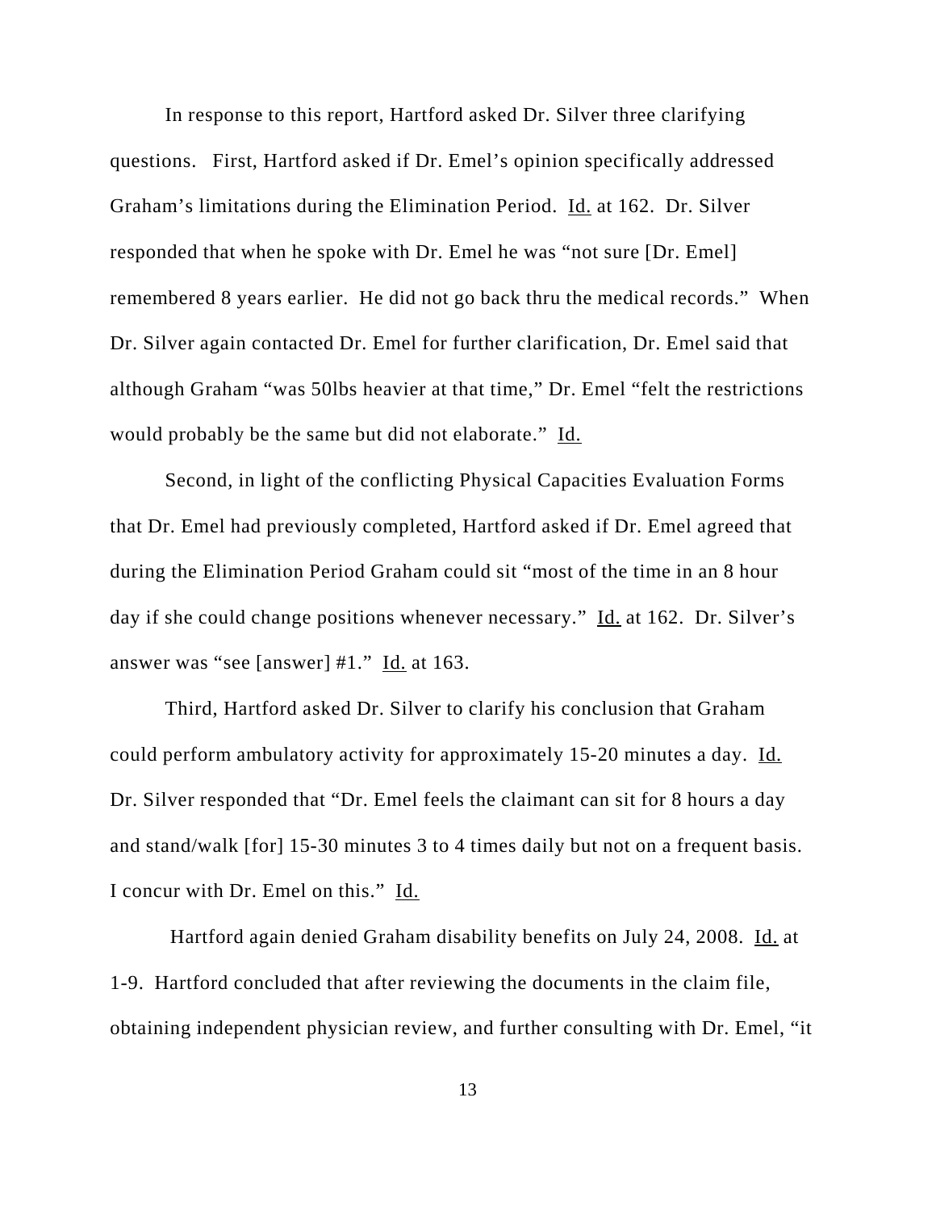In response to this report, Hartford asked Dr. Silver three clarifying questions. First, Hartford asked if Dr. Emel's opinion specifically addressed Graham's limitations during the Elimination Period. Id. at 162. Dr. Silver responded that when he spoke with Dr. Emel he was "not sure [Dr. Emel] remembered 8 years earlier. He did not go back thru the medical records." When Dr. Silver again contacted Dr. Emel for further clarification, Dr. Emel said that although Graham "was 50lbs heavier at that time," Dr. Emel "felt the restrictions would probably be the same but did not elaborate." Id.

Second, in light of the conflicting Physical Capacities Evaluation Forms that Dr. Emel had previously completed, Hartford asked if Dr. Emel agreed that during the Elimination Period Graham could sit "most of the time in an 8 hour day if she could change positions whenever necessary." Id. at 162. Dr. Silver's answer was "see [answer] #1." Id. at 163.

Third, Hartford asked Dr. Silver to clarify his conclusion that Graham could perform ambulatory activity for approximately 15-20 minutes a day. Id. Dr. Silver responded that "Dr. Emel feels the claimant can sit for 8 hours a day and stand/walk [for] 15-30 minutes 3 to 4 times daily but not on a frequent basis. I concur with Dr. Emel on this." Id.

Hartford again denied Graham disability benefits on July 24, 2008. Id. at 1-9. Hartford concluded that after reviewing the documents in the claim file, obtaining independent physician review, and further consulting with Dr. Emel, "it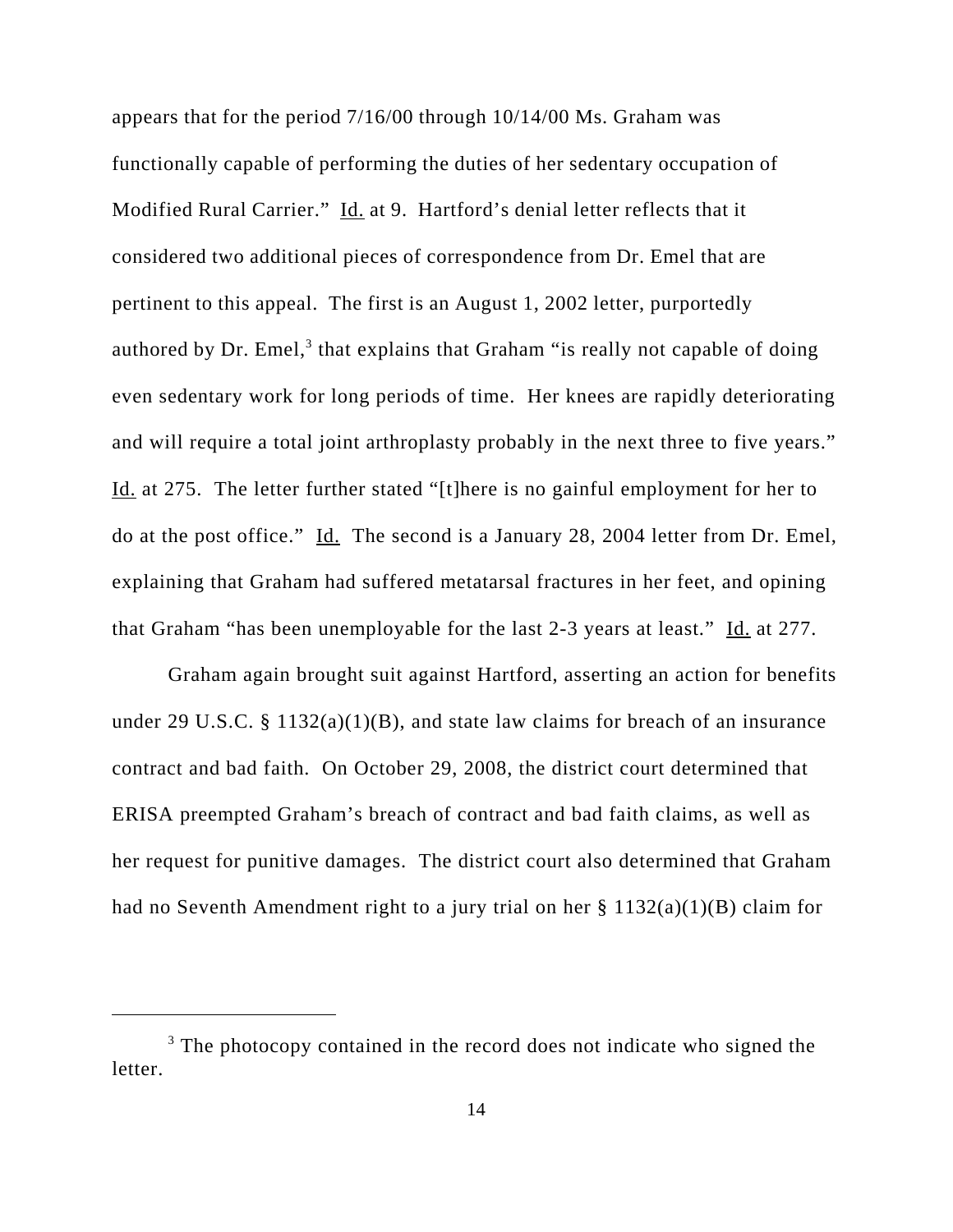appears that for the period 7/16/00 through 10/14/00 Ms. Graham was functionally capable of performing the duties of her sedentary occupation of Modified Rural Carrier." Id. at 9. Hartford's denial letter reflects that it considered two additional pieces of correspondence from Dr. Emel that are pertinent to this appeal. The first is an August 1, 2002 letter, purportedly authored by Dr. Emel,[3] that explains that Graham "is really not capable of doing even sedentary work for long periods of time. Her knees are rapidly deteriorating and will require a total joint arthroplasty probably in the next three to five years." Id. at 275. The letter further stated "[t]here is no gainful employment for her to do at the post office." Id. The second is a January 28, 2004 letter from Dr. Emel, explaining that Graham had suffered metatarsal fractures in her feet, and opining that Graham "has been unemployable for the last 2-3 years at least." Id. at 277.

Graham again brought suit against Hartford, asserting an action for benefits under 29 U.S.C. § 1132(a)(1)(B), and state law claims for breach of an insurance contract and bad faith. On October 29, 2008, the district court determined that ERISA preempted Graham's breach of contract and bad faith claims, as well as her request for punitive damages. The district court also determined that Graham had no Seventh Amendment right to a jury trial on her § 1132(a)(1)(B) claim for

[3] The photocopy contained in the record does not indicate who signed the letter.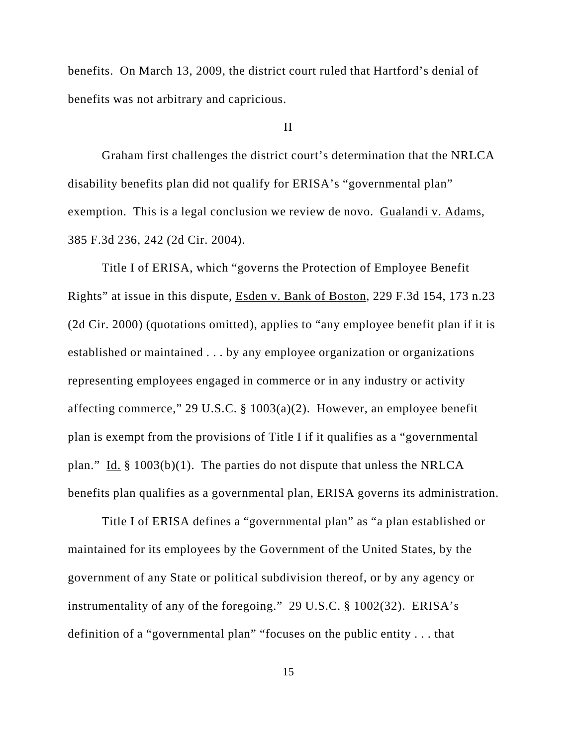benefits. On March 13, 2009, the district court ruled that Hartford's denial of benefits was not arbitrary and capricious.

## II

Graham first challenges the district court's determination that the NRLCA disability benefits plan did not qualify for ERISA's "governmental plan" exemption. This is a legal conclusion we review de novo. Gualandi v. Adams, 385 F.3d 236, 242 (2d Cir. 2004).

Title I of ERISA, which "governs the Protection of Employee Benefit Rights" at issue in this dispute, Esden v. Bank of Boston, 229 F.3d 154, 173 n.23 (2d Cir. 2000) (quotations omitted), applies to "any employee benefit plan if it is established or maintained . . . by any employee organization or organizations representing employees engaged in commerce or in any industry or activity affecting commerce," 29 U.S.C. § 1003(a)(2). However, an employee benefit plan is exempt from the provisions of Title I if it qualifies as a "governmental plan." Id. § 1003(b)(1). The parties do not dispute that unless the NRLCA benefits plan qualifies as a governmental plan, ERISA governs its administration.

Title I of ERISA defines a "governmental plan" as "a plan established or maintained for its employees by the Government of the United States, by the government of any State or political subdivision thereof, or by any agency or instrumentality of any of the foregoing." 29 U.S.C. § 1002(32). ERISA's definition of a "governmental plan" "focuses on the public entity . . . that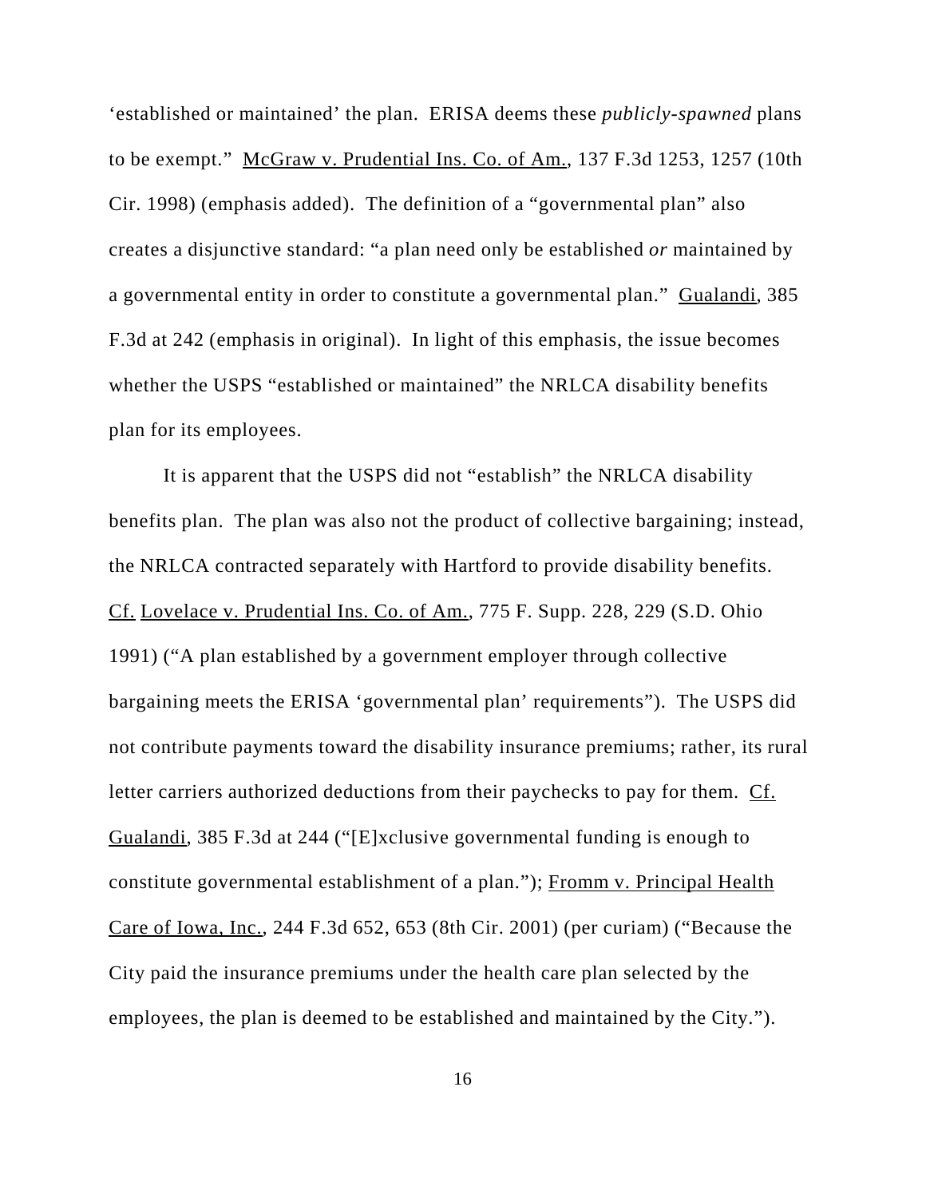'established or maintained' the plan. ERISA deems these *publicly-spawned* plans to be exempt." McGraw v. Prudential Ins. Co. of Am., 137 F.3d 1253, 1257 (10th Cir. 1998) (emphasis added). The definition of a "governmental plan" also creates a disjunctive standard: "a plan need only be established *or* maintained by a governmental entity in order to constitute a governmental plan." Gualandi, 385 F.3d at 242 (emphasis in original). In light of this emphasis, the issue becomes whether the USPS "established or maintained" the NRLCA disability benefits plan for its employees.

It is apparent that the USPS did not "establish" the NRLCA disability benefits plan. The plan was also not the product of collective bargaining; instead, the NRLCA contracted separately with Hartford to provide disability benefits. Cf. Lovelace v. Prudential Ins. Co. of Am., 775 F. Supp. 228, 229 (S.D. Ohio 1991) ("A plan established by a government employer through collective bargaining meets the ERISA 'governmental plan' requirements"). The USPS did not contribute payments toward the disability insurance premiums; rather, its rural letter carriers authorized deductions from their paychecks to pay for them. Cf. Gualandi, 385 F.3d at 244 ("[E]xclusive governmental funding is enough to constitute governmental establishment of a plan."); Fromm v. Principal Health Care of Iowa, Inc., 244 F.3d 652, 653 (8th Cir. 2001) (per curiam) ("Because the City paid the insurance premiums under the health care plan selected by the employees, the plan is deemed to be established and maintained by the City.").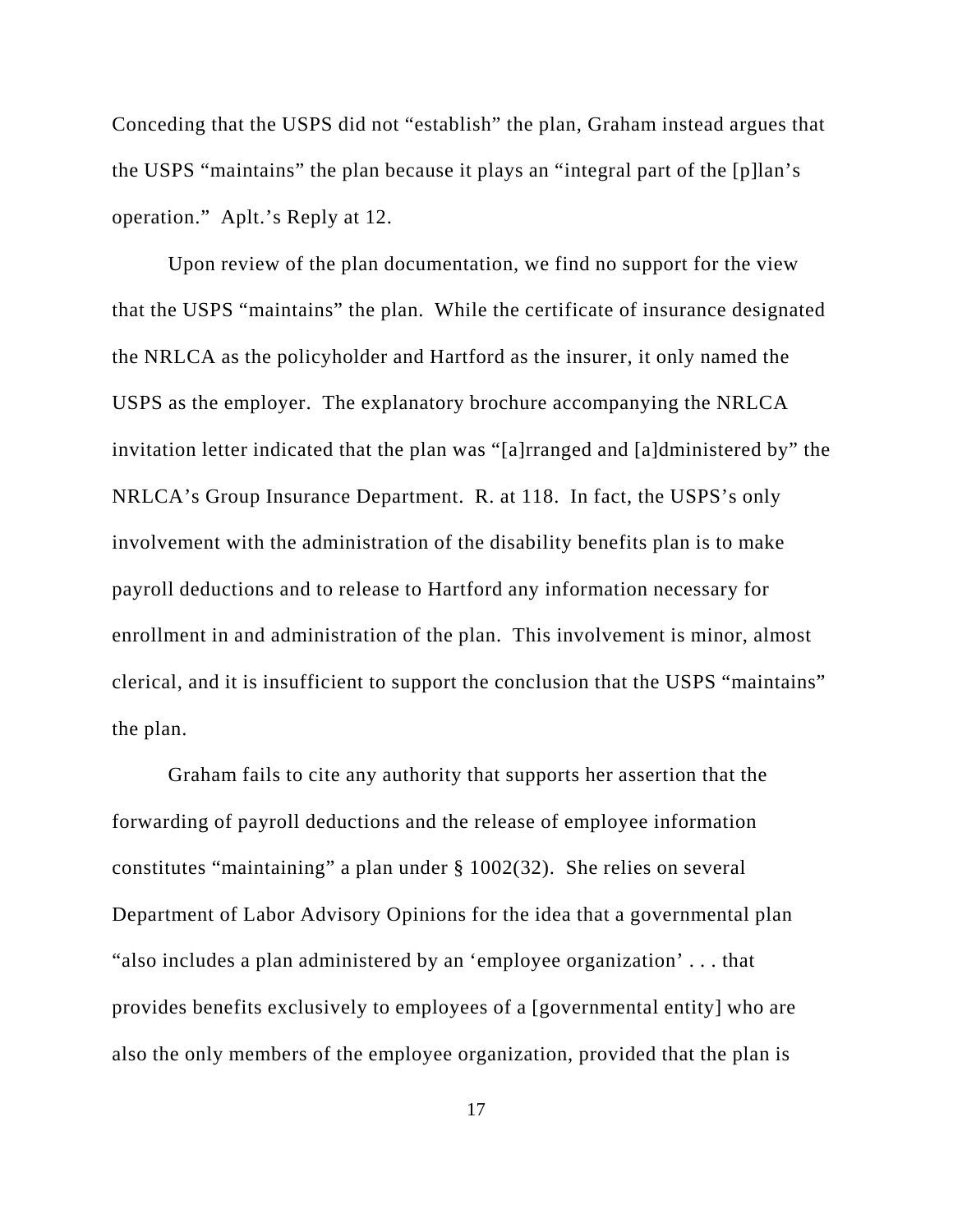Conceding that the USPS did not "establish" the plan, Graham instead argues that the USPS "maintains" the plan because it plays an "integral part of the [p]lan's operation." Aplt.'s Reply at 12.

Upon review of the plan documentation, we find no support for the view that the USPS "maintains" the plan. While the certificate of insurance designated the NRLCA as the policyholder and Hartford as the insurer, it only named the USPS as the employer. The explanatory brochure accompanying the NRLCA invitation letter indicated that the plan was "[a]rranged and [a]dministered by" the NRLCA's Group Insurance Department. R. at 118. In fact, the USPS's only involvement with the administration of the disability benefits plan is to make payroll deductions and to release to Hartford any information necessary for enrollment in and administration of the plan. This involvement is minor, almost clerical, and it is insufficient to support the conclusion that the USPS "maintains" the plan.

Graham fails to cite any authority that supports her assertion that the forwarding of payroll deductions and the release of employee information constitutes "maintaining" a plan under § 1002(32). She relies on several Department of Labor Advisory Opinions for the idea that a governmental plan "also includes a plan administered by an 'employee organization' . . . that provides benefits exclusively to employees of a [governmental entity] who are also the only members of the employee organization, provided that the plan is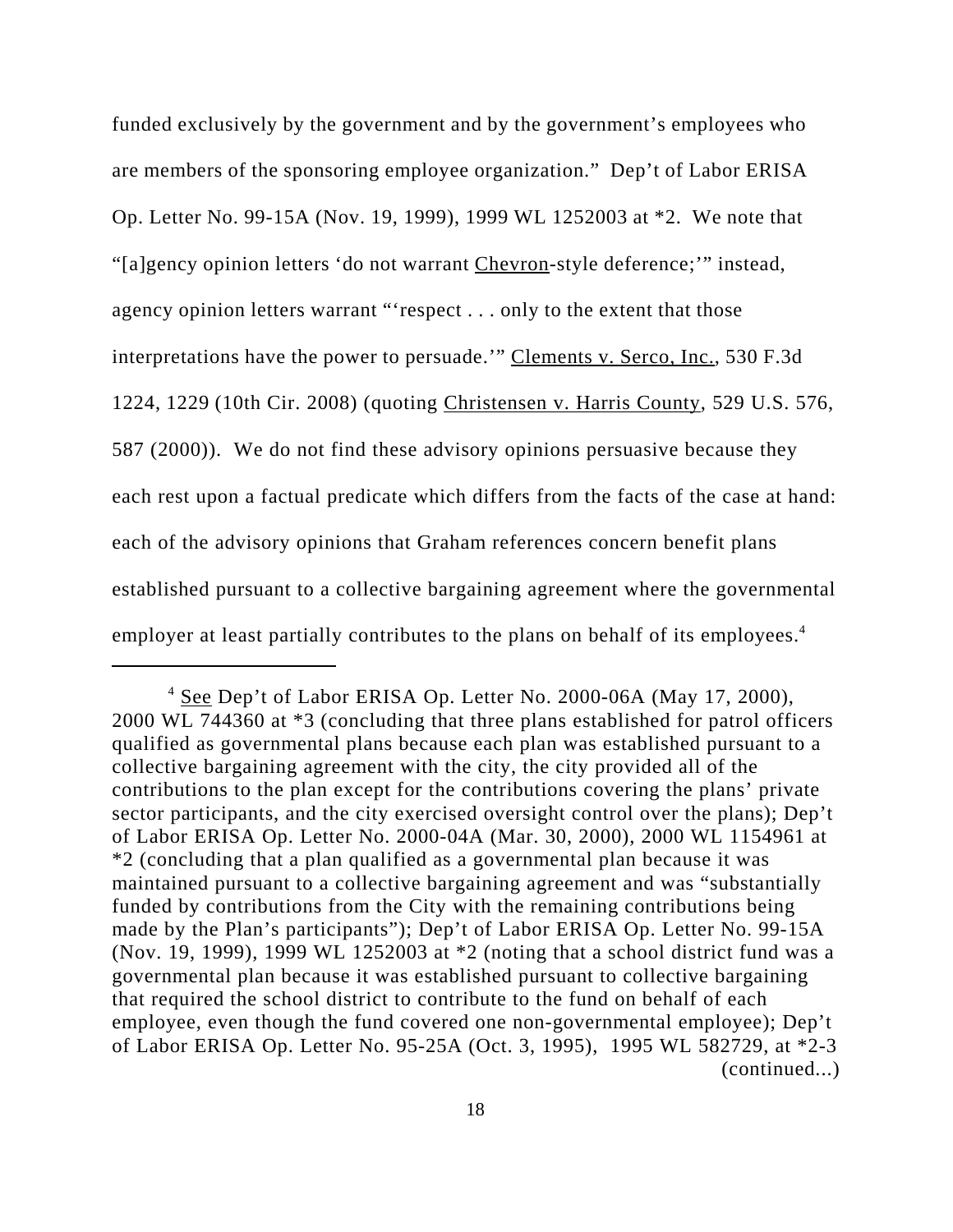funded exclusively by the government and by the government's employees who are members of the sponsoring employee organization." Dep't of Labor ERISA Op. Letter No. 99-15A (Nov. 19, 1999), 1999 WL 1252003 at *2. We note that "[a]gency opinion letters 'do not warrant Chevron-style deference;'" instead, agency opinion letters warrant "'respect . . . only to the extent that those interpretations have the power to persuade.'" Clements v. Serco, Inc., 530 F.3d 1224, 1229 (10th Cir. 2008) (quoting Christensen v. Harris County, 529 U.S. 576, 587 (2000)). We do not find these advisory opinions persuasive because they each rest upon a factual predicate which differs from the facts of the case at hand: each of the advisory opinions that Graham references concern benefit plans established pursuant to a collective bargaining agreement where the governmental employer at least partially contributes to the plans on behalf of its employees.[4]

---

[4] See Dep't of Labor ERISA Op. Letter No. 2000-06A (May 17, 2000), 2000 WL 744360 at *3 (concluding that three plans established for patrol officers qualified as governmental plans because each plan was established pursuant to a collective bargaining agreement with the city, the city provided all of the contributions to the plan except for the contributions covering the plans' private sector participants, and the city exercised oversight control over the plans); Dep't of Labor ERISA Op. Letter No. 2000-04A (Mar. 30, 2000), 2000 WL 1154961 at *2 (concluding that a plan qualified as a governmental plan because it was maintained pursuant to a collective bargaining agreement and was "substantially funded by contributions from the City with the remaining contributions being made by the Plan's participants"); Dep't of Labor ERISA Op. Letter No. 99-15A (Nov. 19, 1999), 1999 WL 1252003 at *2 (noting that a school district fund was a governmental plan because it was established pursuant to collective bargaining that required the school district to contribute to the fund on behalf of each employee, even though the fund covered one non-governmental employee); Dep't of Labor ERISA Op. Letter No. 95-25A (Oct. 3, 1995), 1995 WL 582729, at *2-3 (continued...)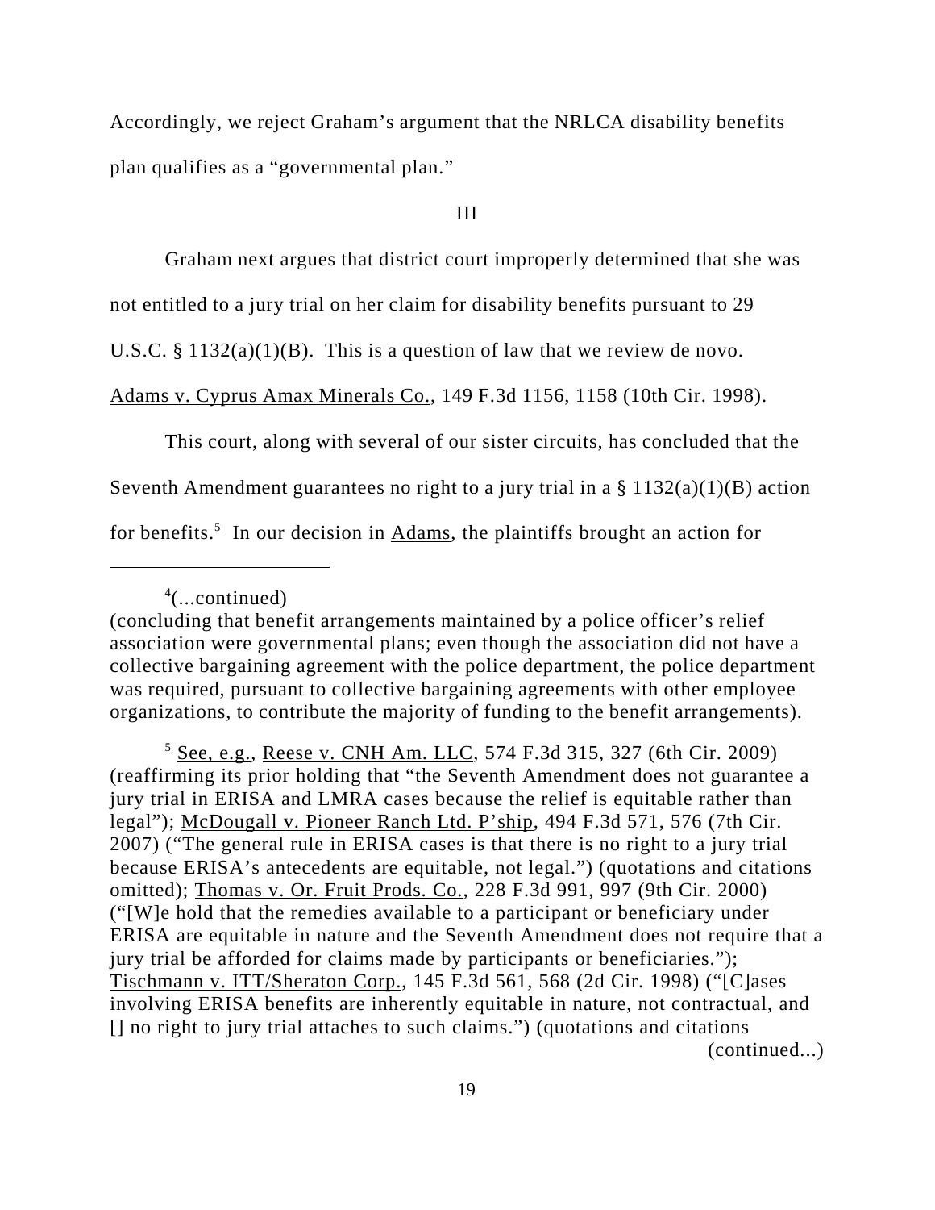Accordingly, we reject Graham's argument that the NRLCA disability benefits plan qualifies as a "governmental plan."

III

Graham next argues that district court improperly determined that she was not entitled to a jury trial on her claim for disability benefits pursuant to 29 U.S.C. § 1132(a)(1)(B). This is a question of law that we review de novo. Adams v. Cyprus Amax Minerals Co., 149 F.3d 1156, 1158 (10th Cir. 1998).

This court, along with several of our sister circuits, has concluded that the Seventh Amendment guarantees no right to a jury trial in a § 1132(a)(1)(B) action for benefits.[5] In our decision in Adams, the plaintiffs brought an action for

---

[4](...continued)
(concluding that benefit arrangements maintained by a police officer's relief association were governmental plans; even though the association did not have a collective bargaining agreement with the police department, the police department was required, pursuant to collective bargaining agreements with other employee organizations, to contribute the majority of funding to the benefit arrangements).

[5] See, e.g., Reese v. CNH Am. LLC, 574 F.3d 315, 327 (6th Cir. 2009) (reaffirming its prior holding that "the Seventh Amendment does not guarantee a jury trial in ERISA and LMRA cases because the relief is equitable rather than legal"); McDougall v. Pioneer Ranch Ltd. P'ship, 494 F.3d 571, 576 (7th Cir. 2007) ("The general rule in ERISA cases is that there is no right to a jury trial because ERISA's antecedents are equitable, not legal.") (quotations and citations omitted); Thomas v. Or. Fruit Prods. Co., 228 F.3d 991, 997 (9th Cir. 2000) ("[W]e hold that the remedies available to a participant or beneficiary under ERISA are equitable in nature and the Seventh Amendment does not require that a jury trial be afforded for claims made by participants or beneficiaries."); Tischmann v. ITT/Sheraton Corp., 145 F.3d 561, 568 (2d Cir. 1998) ("[C]ases involving ERISA benefits are inherently equitable in nature, not contractual, and [] no right to jury trial attaches to such claims.") (quotations and citations (continued...)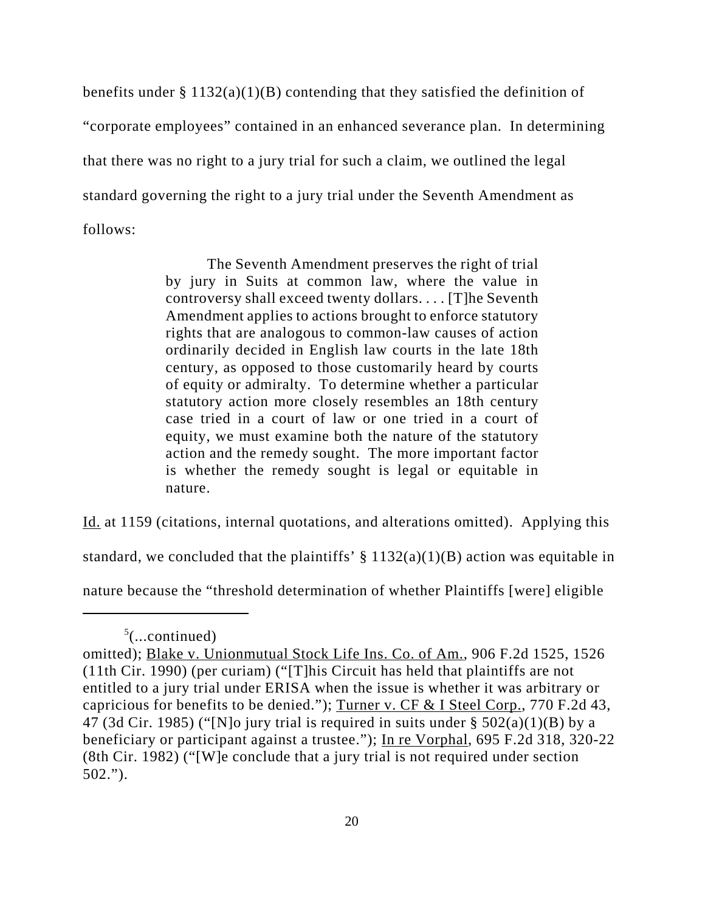benefits under § 1132(a)(1)(B) contending that they satisfied the definition of "corporate employees" contained in an enhanced severance plan. In determining that there was no right to a jury trial for such a claim, we outlined the legal standard governing the right to a jury trial under the Seventh Amendment as follows:

> The Seventh Amendment preserves the right of trial by jury in Suits at common law, where the value in controversy shall exceed twenty dollars. . . . [T]he Seventh Amendment applies to actions brought to enforce statutory rights that are analogous to common-law causes of action ordinarily decided in English law courts in the late 18th century, as opposed to those customarily heard by courts of equity or admiralty. To determine whether a particular statutory action more closely resembles an 18th century case tried in a court of law or one tried in a court of equity, we must examine both the nature of the statutory action and the remedy sought. The more important factor is whether the remedy sought is legal or equitable in nature.

Id. at 1159 (citations, internal quotations, and alterations omitted). Applying this standard, we concluded that the plaintiffs' § 1132(a)(1)(B) action was equitable in nature because the "threshold determination of whether Plaintiffs [were] eligible

---

[5](...continued)
omitted); Blake v. Unionmutual Stock Life Ins. Co. of Am., 906 F.2d 1525, 1526 (11th Cir. 1990) (per curiam) ("[T]his Circuit has held that plaintiffs are not entitled to a jury trial under ERISA when the issue is whether it was arbitrary or capricious for benefits to be denied."); Turner v. CF & I Steel Corp., 770 F.2d 43, 47 (3d Cir. 1985) ("[N]o jury trial is required in suits under § 502(a)(1)(B) by a beneficiary or participant against a trustee."); In re Vorphal, 695 F.2d 318, 320-22 (8th Cir. 1982) ("[W]e conclude that a jury trial is not required under section 502.").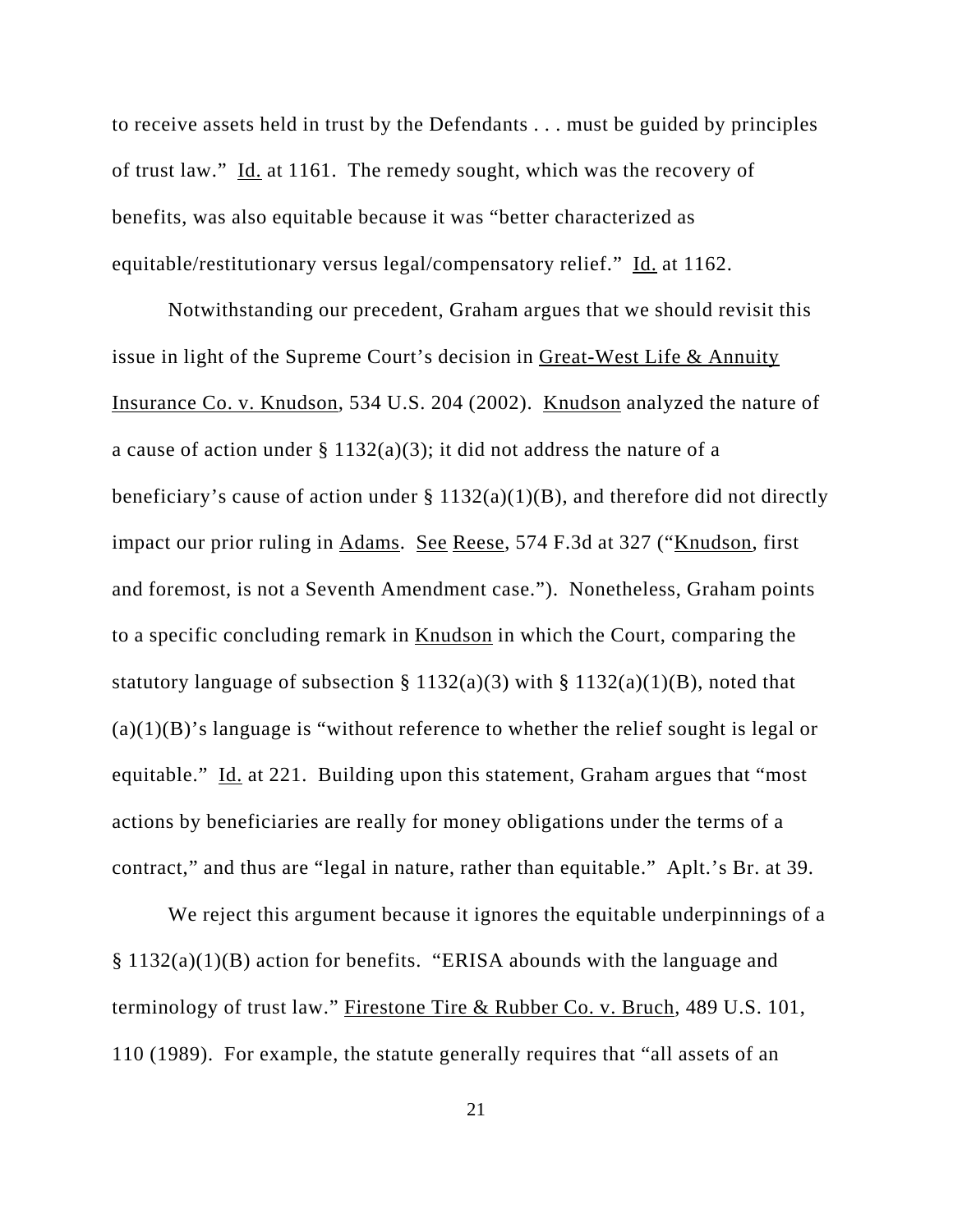to receive assets held in trust by the Defendants . . . must be guided by principles of trust law." Id. at 1161. The remedy sought, which was the recovery of benefits, was also equitable because it was "better characterized as equitable/restitutionary versus legal/compensatory relief." Id. at 1162.

Notwithstanding our precedent, Graham argues that we should revisit this issue in light of the Supreme Court's decision in Great-West Life & Annuity Insurance Co. v. Knudson, 534 U.S. 204 (2002). Knudson analyzed the nature of a cause of action under § 1132(a)(3); it did not address the nature of a beneficiary's cause of action under § 1132(a)(1)(B), and therefore did not directly impact our prior ruling in Adams. See Reese, 574 F.3d at 327 ("Knudson, first and foremost, is not a Seventh Amendment case."). Nonetheless, Graham points to a specific concluding remark in Knudson in which the Court, comparing the statutory language of subsection § 1132(a)(3) with § 1132(a)(1)(B), noted that (a)(1)(B)'s language is "without reference to whether the relief sought is legal or equitable." Id. at 221. Building upon this statement, Graham argues that "most actions by beneficiaries are really for money obligations under the terms of a contract," and thus are "legal in nature, rather than equitable." Aplt.'s Br. at 39.

We reject this argument because it ignores the equitable underpinnings of a § 1132(a)(1)(B) action for benefits. "ERISA abounds with the language and terminology of trust law." Firestone Tire & Rubber Co. v. Bruch, 489 U.S. 101, 110 (1989). For example, the statute generally requires that "all assets of an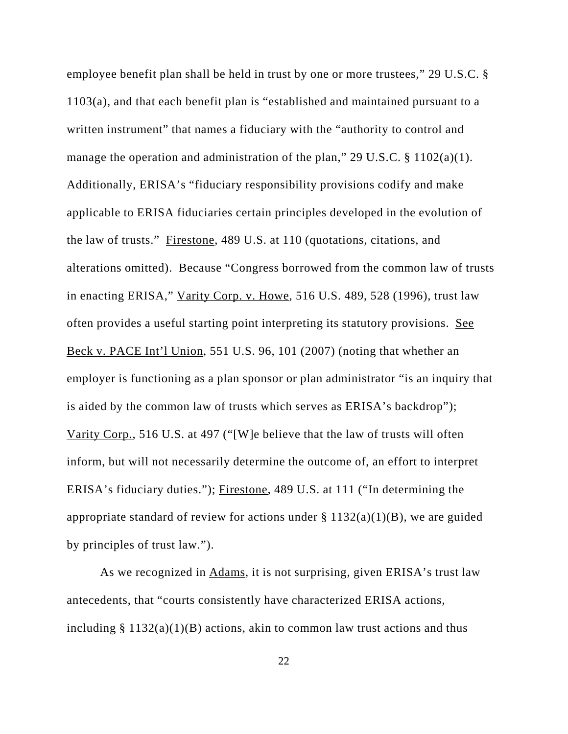employee benefit plan shall be held in trust by one or more trustees," 29 U.S.C. § 1103(a), and that each benefit plan is "established and maintained pursuant to a written instrument" that names a fiduciary with the "authority to control and manage the operation and administration of the plan," 29 U.S.C. § 1102(a)(1). Additionally, ERISA's "fiduciary responsibility provisions codify and make applicable to ERISA fiduciaries certain principles developed in the evolution of the law of trusts." Firestone, 489 U.S. at 110 (quotations, citations, and alterations omitted). Because "Congress borrowed from the common law of trusts in enacting ERISA," Varity Corp. v. Howe, 516 U.S. 489, 528 (1996), trust law often provides a useful starting point interpreting its statutory provisions. See Beck v. PACE Int'l Union, 551 U.S. 96, 101 (2007) (noting that whether an employer is functioning as a plan sponsor or plan administrator "is an inquiry that is aided by the common law of trusts which serves as ERISA's backdrop"); Varity Corp., 516 U.S. at 497 ("[W]e believe that the law of trusts will often inform, but will not necessarily determine the outcome of, an effort to interpret ERISA's fiduciary duties."); Firestone, 489 U.S. at 111 ("In determining the appropriate standard of review for actions under § 1132(a)(1)(B), we are guided by principles of trust law.").

As we recognized in Adams, it is not surprising, given ERISA's trust law antecedents, that "courts consistently have characterized ERISA actions, including § 1132(a)(1)(B) actions, akin to common law trust actions and thus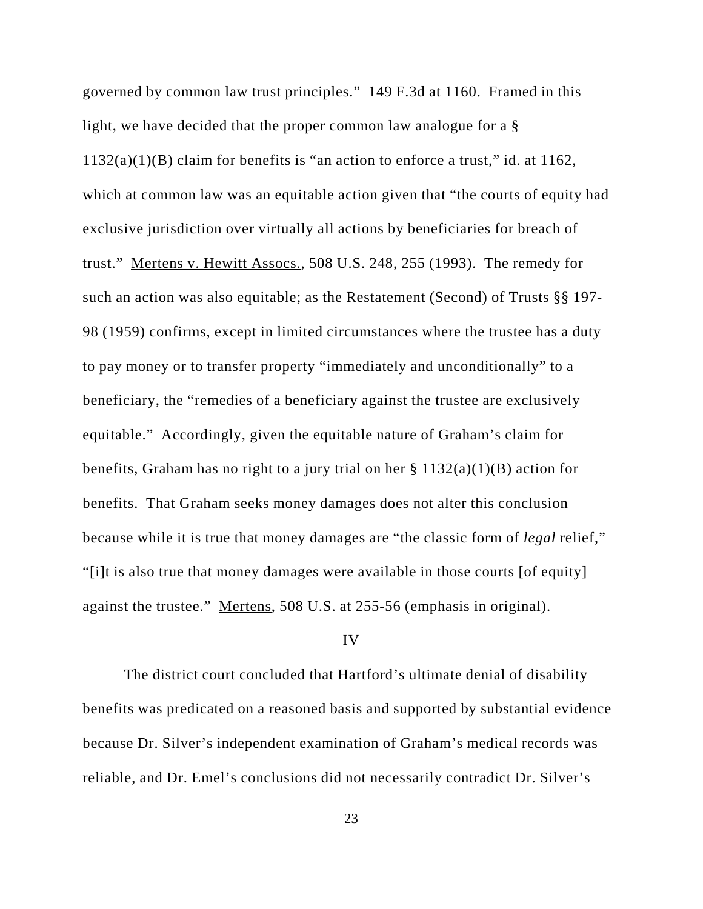governed by common law trust principles." 149 F.3d at 1160. Framed in this light, we have decided that the proper common law analogue for a § 1132(a)(1)(B) claim for benefits is "an action to enforce a trust," id. at 1162, which at common law was an equitable action given that "the courts of equity had exclusive jurisdiction over virtually all actions by beneficiaries for breach of trust." Mertens v. Hewitt Assocs., 508 U.S. 248, 255 (1993). The remedy for such an action was also equitable; as the Restatement (Second) of Trusts §§ 197-98 (1959) confirms, except in limited circumstances where the trustee has a duty to pay money or to transfer property "immediately and unconditionally" to a beneficiary, the "remedies of a beneficiary against the trustee are exclusively equitable." Accordingly, given the equitable nature of Graham's claim for benefits, Graham has no right to a jury trial on her § 1132(a)(1)(B) action for benefits. That Graham seeks money damages does not alter this conclusion because while it is true that money damages are "the classic form of *legal* relief," "[i]t is also true that money damages were available in those courts [of equity] against the trustee." Mertens, 508 U.S. at 255-56 (emphasis in original).

## IV

The district court concluded that Hartford's ultimate denial of disability benefits was predicated on a reasoned basis and supported by substantial evidence because Dr. Silver's independent examination of Graham's medical records was reliable, and Dr. Emel's conclusions did not necessarily contradict Dr. Silver's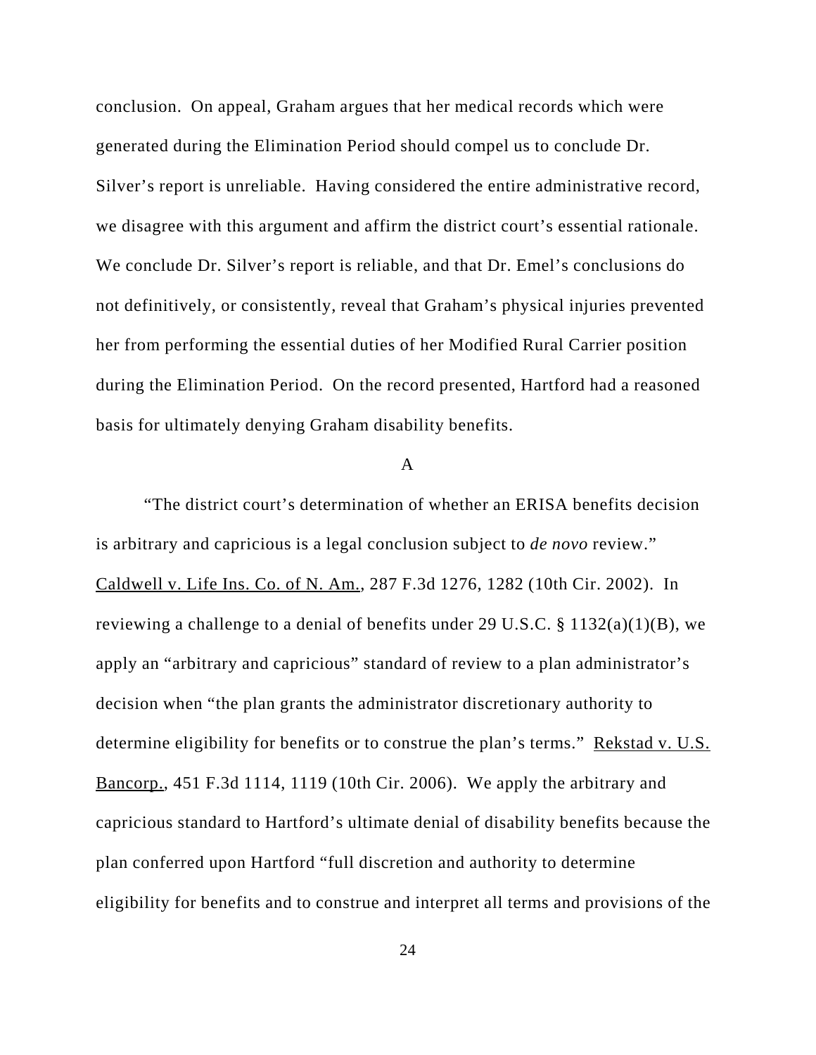conclusion. On appeal, Graham argues that her medical records which were generated during the Elimination Period should compel us to conclude Dr. Silver's report is unreliable. Having considered the entire administrative record, we disagree with this argument and affirm the district court's essential rationale. We conclude Dr. Silver's report is reliable, and that Dr. Emel's conclusions do not definitively, or consistently, reveal that Graham's physical injuries prevented her from performing the essential duties of her Modified Rural Carrier position during the Elimination Period. On the record presented, Hartford had a reasoned basis for ultimately denying Graham disability benefits.

### A

"The district court's determination of whether an ERISA benefits decision is arbitrary and capricious is a legal conclusion subject to *de novo* review." Caldwell v. Life Ins. Co. of N. Am., 287 F.3d 1276, 1282 (10th Cir. 2002). In reviewing a challenge to a denial of benefits under 29 U.S.C. § 1132(a)(1)(B), we apply an "arbitrary and capricious" standard of review to a plan administrator's decision when "the plan grants the administrator discretionary authority to determine eligibility for benefits or to construe the plan's terms." Rekstad v. U.S. Bancorp., 451 F.3d 1114, 1119 (10th Cir. 2006). We apply the arbitrary and capricious standard to Hartford's ultimate denial of disability benefits because the plan conferred upon Hartford "full discretion and authority to determine eligibility for benefits and to construe and interpret all terms and provisions of the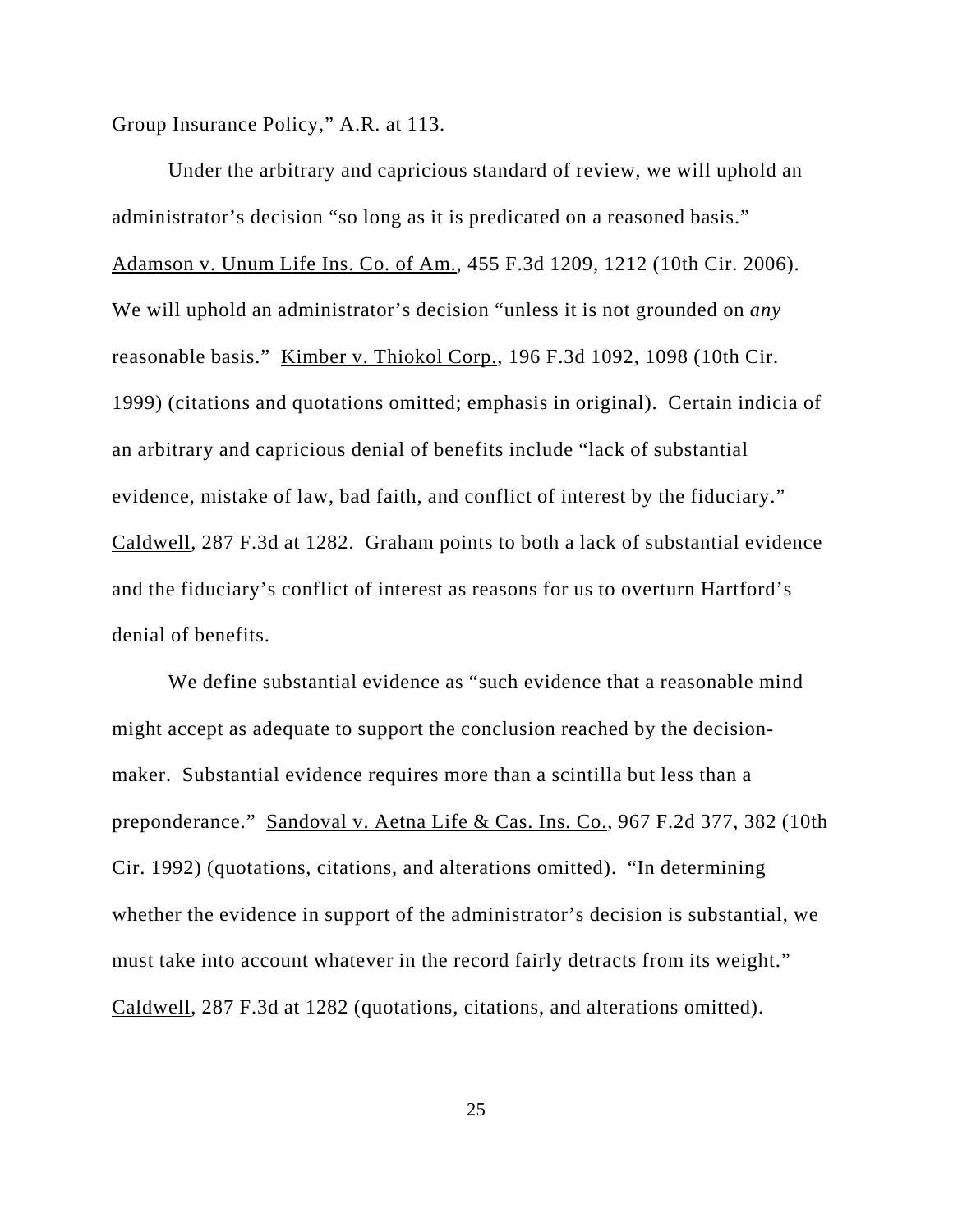Group Insurance Policy," A.R. at 113.

Under the arbitrary and capricious standard of review, we will uphold an administrator's decision "so long as it is predicated on a reasoned basis." Adamson v. Unum Life Ins. Co. of Am., 455 F.3d 1209, 1212 (10th Cir. 2006). We will uphold an administrator's decision "unless it is not grounded on *any* reasonable basis." Kimber v. Thiokol Corp., 196 F.3d 1092, 1098 (10th Cir. 1999) (citations and quotations omitted; emphasis in original). Certain indicia of an arbitrary and capricious denial of benefits include "lack of substantial evidence, mistake of law, bad faith, and conflict of interest by the fiduciary." Caldwell, 287 F.3d at 1282. Graham points to both a lack of substantial evidence and the fiduciary's conflict of interest as reasons for us to overturn Hartford's denial of benefits.

We define substantial evidence as "such evidence that a reasonable mind might accept as adequate to support the conclusion reached by the decision-maker. Substantial evidence requires more than a scintilla but less than a preponderance." Sandoval v. Aetna Life & Cas. Ins. Co., 967 F.2d 377, 382 (10th Cir. 1992) (quotations, citations, and alterations omitted). "In determining whether the evidence in support of the administrator's decision is substantial, we must take into account whatever in the record fairly detracts from its weight." Caldwell, 287 F.3d at 1282 (quotations, citations, and alterations omitted).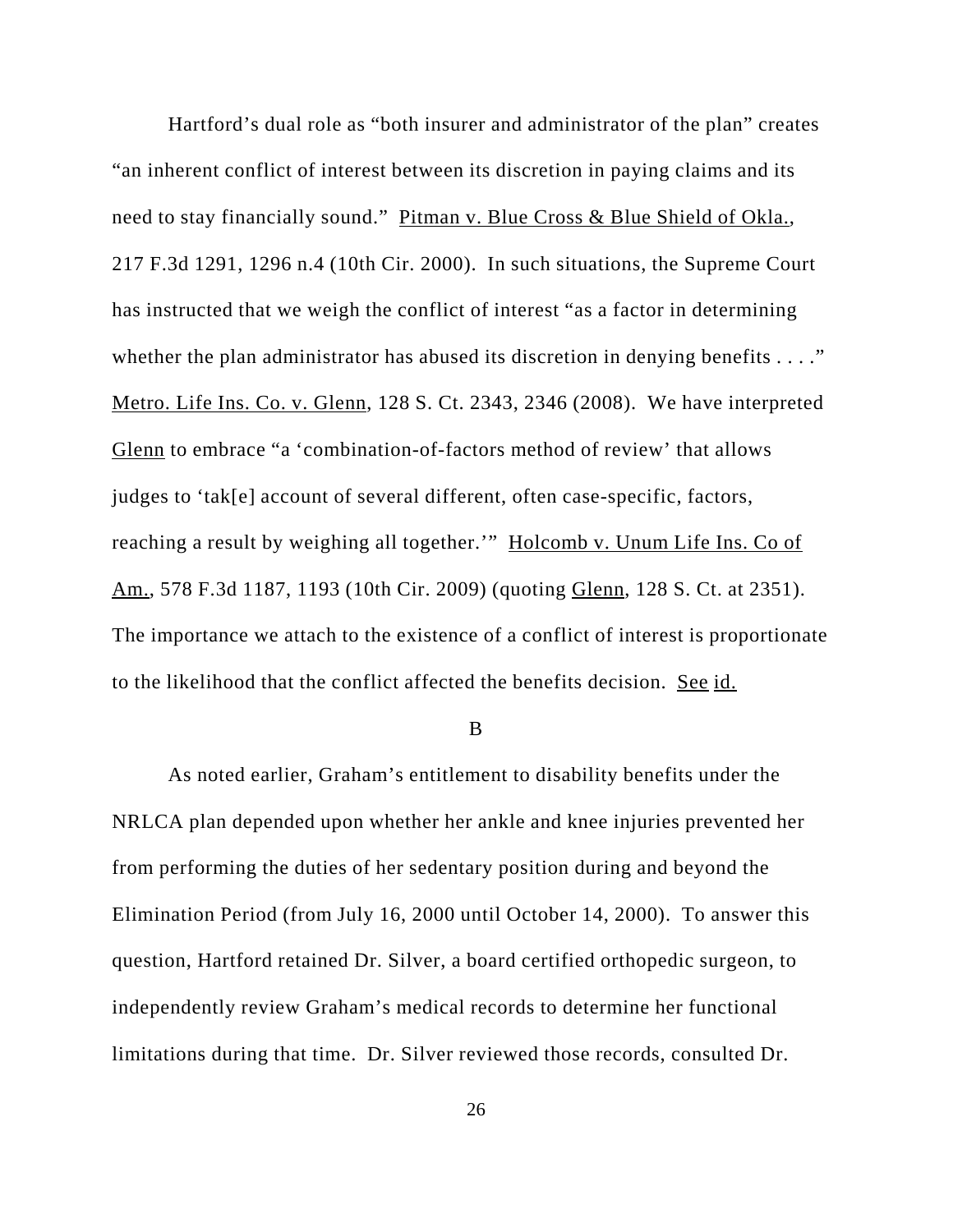Hartford's dual role as "both insurer and administrator of the plan" creates "an inherent conflict of interest between its discretion in paying claims and its need to stay financially sound." Pitman v. Blue Cross & Blue Shield of Okla., 217 F.3d 1291, 1296 n.4 (10th Cir. 2000). In such situations, the Supreme Court has instructed that we weigh the conflict of interest "as a factor in determining whether the plan administrator has abused its discretion in denying benefits . . . ." Metro. Life Ins. Co. v. Glenn, 128 S. Ct. 2343, 2346 (2008). We have interpreted Glenn to embrace "a 'combination-of-factors method of review' that allows judges to 'tak[e] account of several different, often case-specific, factors, reaching a result by weighing all together.'" Holcomb v. Unum Life Ins. Co of Am., 578 F.3d 1187, 1193 (10th Cir. 2009) (quoting Glenn, 128 S. Ct. at 2351). The importance we attach to the existence of a conflict of interest is proportionate to the likelihood that the conflict affected the benefits decision. See id.

B

As noted earlier, Graham's entitlement to disability benefits under the NRLCA plan depended upon whether her ankle and knee injuries prevented her from performing the duties of her sedentary position during and beyond the Elimination Period (from July 16, 2000 until October 14, 2000). To answer this question, Hartford retained Dr. Silver, a board certified orthopedic surgeon, to independently review Graham's medical records to determine her functional limitations during that time. Dr. Silver reviewed those records, consulted Dr.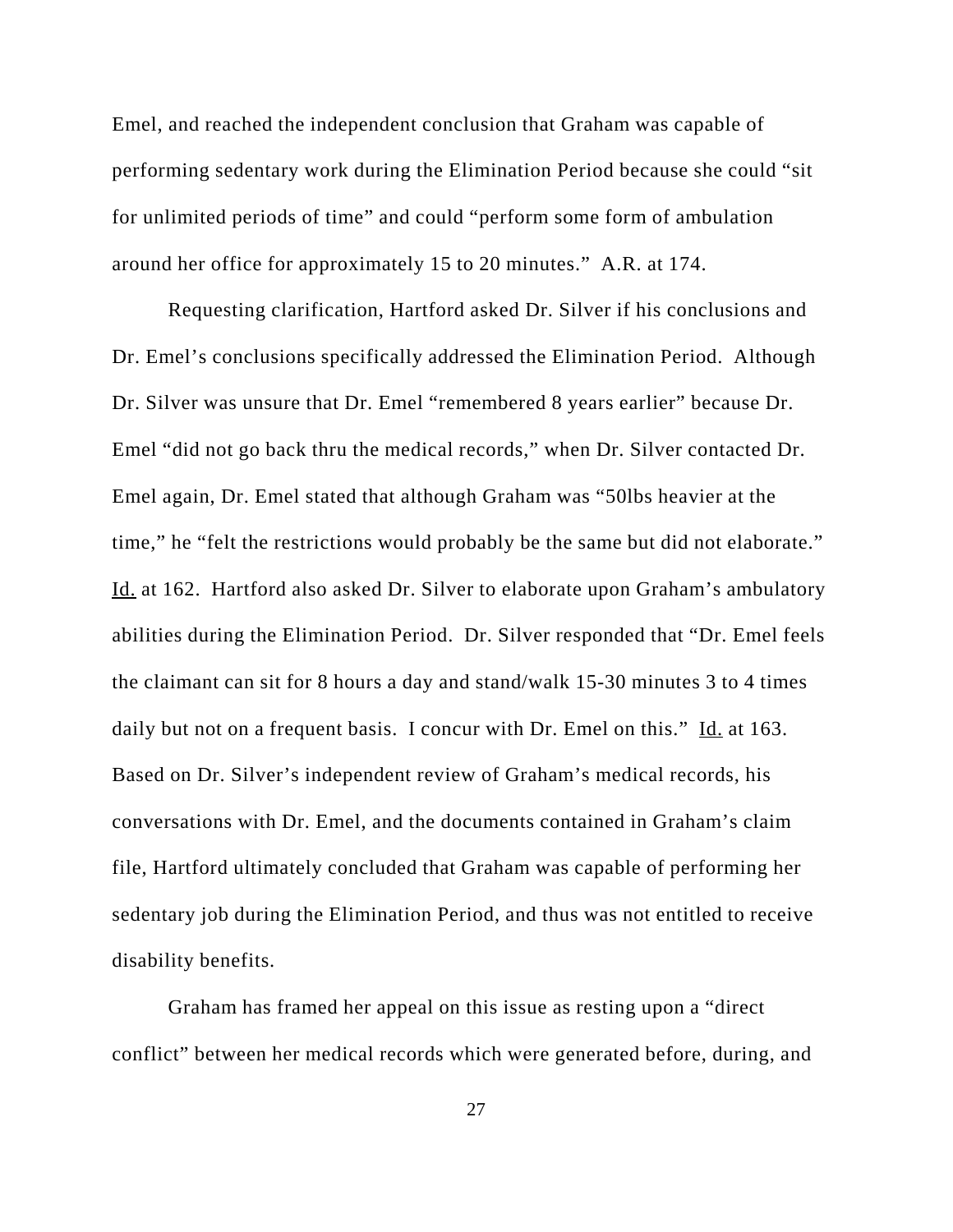Emel, and reached the independent conclusion that Graham was capable of performing sedentary work during the Elimination Period because she could "sit for unlimited periods of time" and could "perform some form of ambulation around her office for approximately 15 to 20 minutes." A.R. at 174.

Requesting clarification, Hartford asked Dr. Silver if his conclusions and Dr. Emel's conclusions specifically addressed the Elimination Period. Although Dr. Silver was unsure that Dr. Emel "remembered 8 years earlier" because Dr. Emel "did not go back thru the medical records," when Dr. Silver contacted Dr. Emel again, Dr. Emel stated that although Graham was "50lbs heavier at the time," he "felt the restrictions would probably be the same but did not elaborate." Id. at 162. Hartford also asked Dr. Silver to elaborate upon Graham's ambulatory abilities during the Elimination Period. Dr. Silver responded that "Dr. Emel feels the claimant can sit for 8 hours a day and stand/walk 15-30 minutes 3 to 4 times daily but not on a frequent basis. I concur with Dr. Emel on this." Id. at 163. Based on Dr. Silver's independent review of Graham's medical records, his conversations with Dr. Emel, and the documents contained in Graham's claim file, Hartford ultimately concluded that Graham was capable of performing her sedentary job during the Elimination Period, and thus was not entitled to receive disability benefits.

Graham has framed her appeal on this issue as resting upon a "direct conflict" between her medical records which were generated before, during, and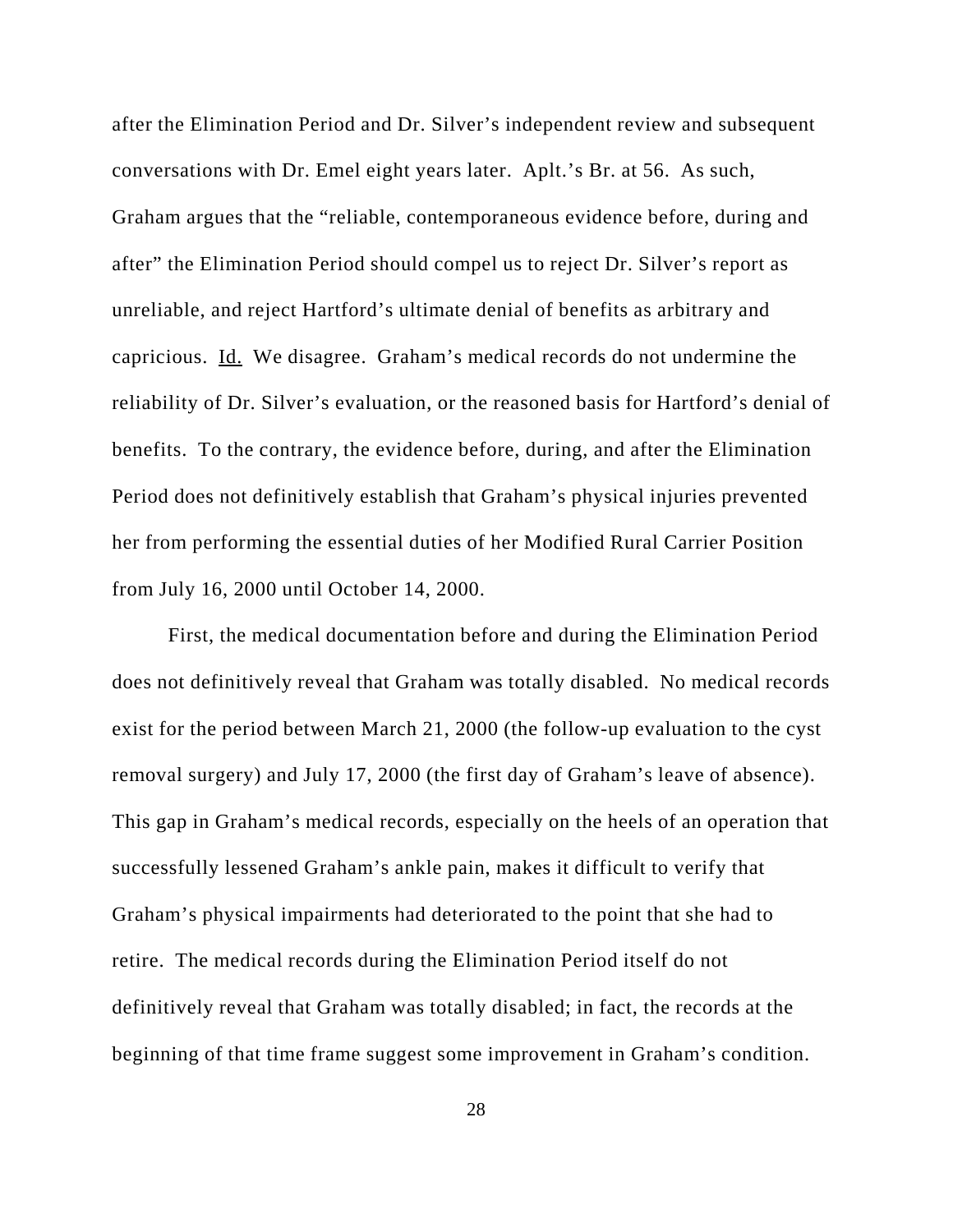after the Elimination Period and Dr. Silver's independent review and subsequent conversations with Dr. Emel eight years later. Aplt.'s Br. at 56. As such, Graham argues that the "reliable, contemporaneous evidence before, during and after" the Elimination Period should compel us to reject Dr. Silver's report as unreliable, and reject Hartford's ultimate denial of benefits as arbitrary and capricious. Id. We disagree. Graham's medical records do not undermine the reliability of Dr. Silver's evaluation, or the reasoned basis for Hartford's denial of benefits. To the contrary, the evidence before, during, and after the Elimination Period does not definitively establish that Graham's physical injuries prevented her from performing the essential duties of her Modified Rural Carrier Position from July 16, 2000 until October 14, 2000.

First, the medical documentation before and during the Elimination Period does not definitively reveal that Graham was totally disabled. No medical records exist for the period between March 21, 2000 (the follow-up evaluation to the cyst removal surgery) and July 17, 2000 (the first day of Graham's leave of absence). This gap in Graham's medical records, especially on the heels of an operation that successfully lessened Graham's ankle pain, makes it difficult to verify that Graham's physical impairments had deteriorated to the point that she had to retire. The medical records during the Elimination Period itself do not definitively reveal that Graham was totally disabled; in fact, the records at the beginning of that time frame suggest some improvement in Graham's condition.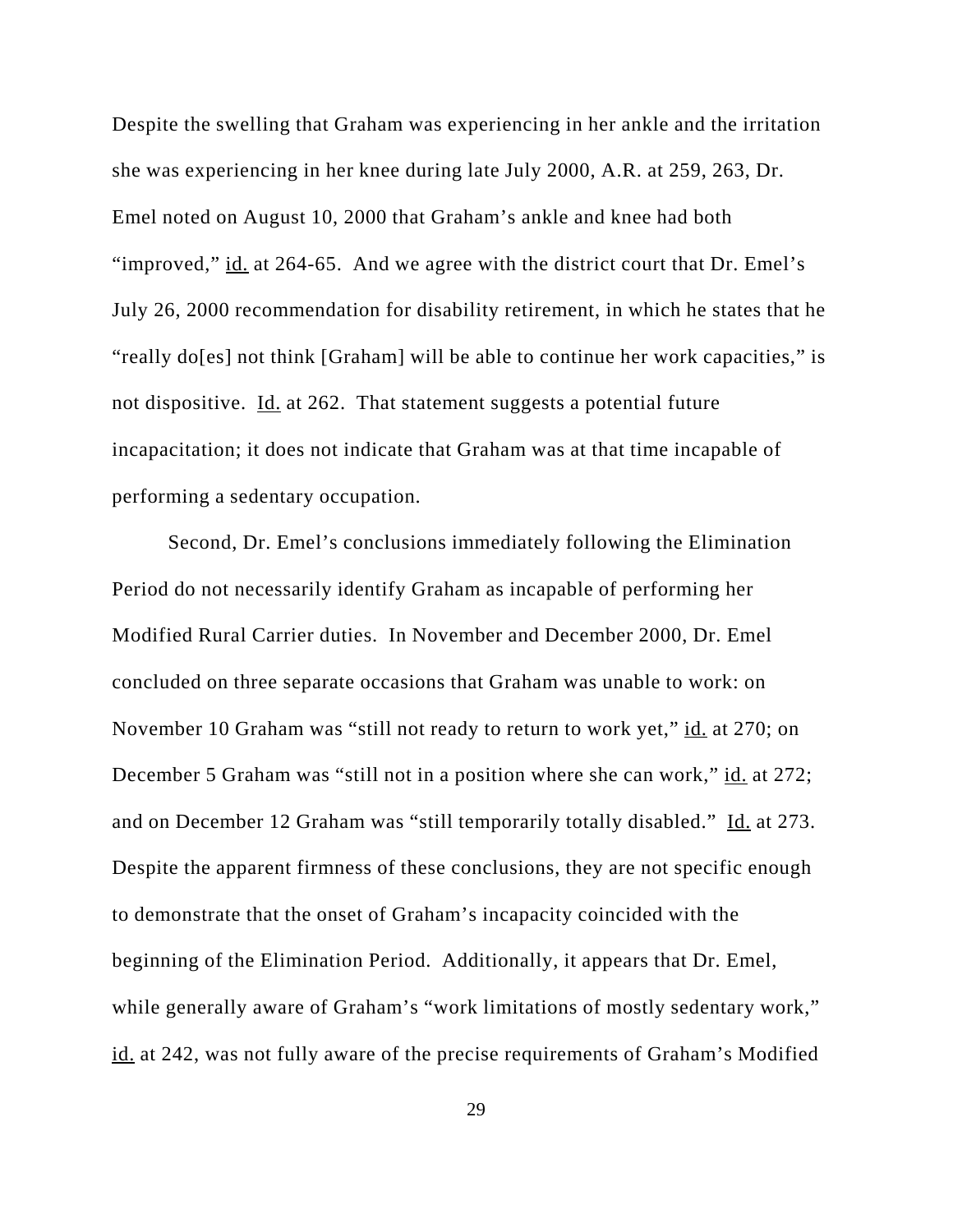Despite the swelling that Graham was experiencing in her ankle and the irritation she was experiencing in her knee during late July 2000, A.R. at 259, 263, Dr. Emel noted on August 10, 2000 that Graham's ankle and knee had both "improved," id. at 264-65. And we agree with the district court that Dr. Emel's July 26, 2000 recommendation for disability retirement, in which he states that he "really do[es] not think [Graham] will be able to continue her work capacities," is not dispositive. Id. at 262. That statement suggests a potential future incapacitation; it does not indicate that Graham was at that time incapable of performing a sedentary occupation.

Second, Dr. Emel's conclusions immediately following the Elimination Period do not necessarily identify Graham as incapable of performing her Modified Rural Carrier duties. In November and December 2000, Dr. Emel concluded on three separate occasions that Graham was unable to work: on November 10 Graham was "still not ready to return to work yet," id. at 270; on December 5 Graham was "still not in a position where she can work," id. at 272; and on December 12 Graham was "still temporarily totally disabled." Id. at 273. Despite the apparent firmness of these conclusions, they are not specific enough to demonstrate that the onset of Graham's incapacity coincided with the beginning of the Elimination Period. Additionally, it appears that Dr. Emel, while generally aware of Graham's "work limitations of mostly sedentary work," id. at 242, was not fully aware of the precise requirements of Graham's Modified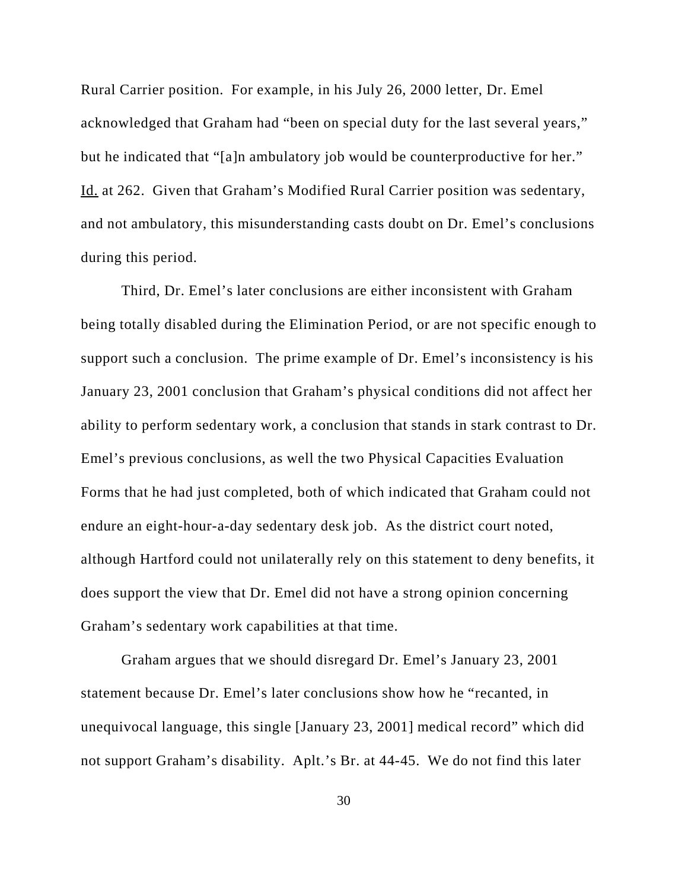Rural Carrier position. For example, in his July 26, 2000 letter, Dr. Emel acknowledged that Graham had "been on special duty for the last several years," but he indicated that "[a]n ambulatory job would be counterproductive for her." Id. at 262. Given that Graham's Modified Rural Carrier position was sedentary, and not ambulatory, this misunderstanding casts doubt on Dr. Emel's conclusions during this period.

Third, Dr. Emel's later conclusions are either inconsistent with Graham being totally disabled during the Elimination Period, or are not specific enough to support such a conclusion. The prime example of Dr. Emel's inconsistency is his January 23, 2001 conclusion that Graham's physical conditions did not affect her ability to perform sedentary work, a conclusion that stands in stark contrast to Dr. Emel's previous conclusions, as well the two Physical Capacities Evaluation Forms that he had just completed, both of which indicated that Graham could not endure an eight-hour-a-day sedentary desk job. As the district court noted, although Hartford could not unilaterally rely on this statement to deny benefits, it does support the view that Dr. Emel did not have a strong opinion concerning Graham's sedentary work capabilities at that time.

Graham argues that we should disregard Dr. Emel's January 23, 2001 statement because Dr. Emel's later conclusions show how he "recanted, in unequivocal language, this single [January 23, 2001] medical record" which did not support Graham's disability. Aplt.'s Br. at 44-45. We do not find this later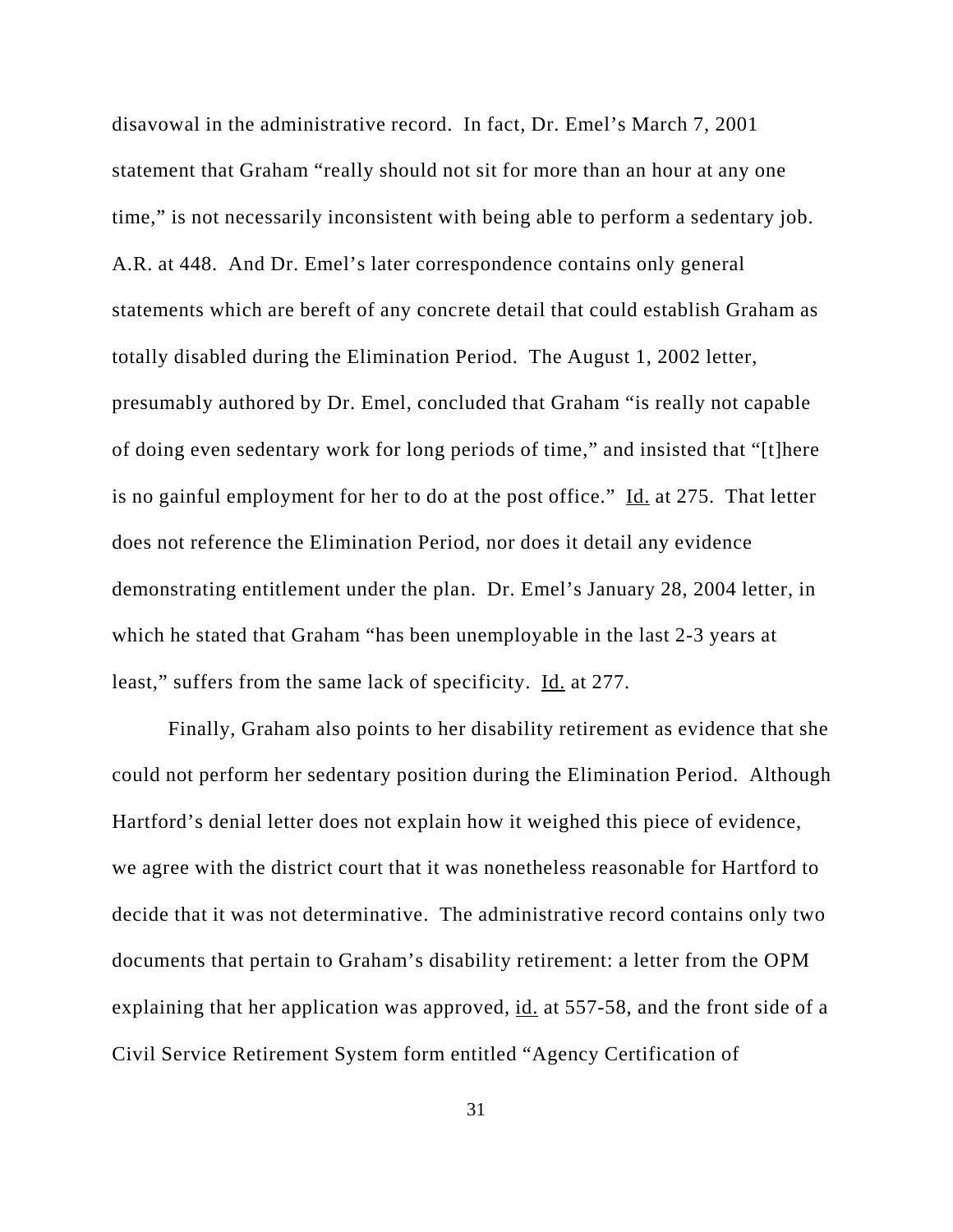disavowal in the administrative record. In fact, Dr. Emel's March 7, 2001 statement that Graham "really should not sit for more than an hour at any one time," is not necessarily inconsistent with being able to perform a sedentary job. A.R. at 448. And Dr. Emel's later correspondence contains only general statements which are bereft of any concrete detail that could establish Graham as totally disabled during the Elimination Period. The August 1, 2002 letter, presumably authored by Dr. Emel, concluded that Graham "is really not capable of doing even sedentary work for long periods of time," and insisted that "[t]here is no gainful employment for her to do at the post office." Id. at 275. That letter does not reference the Elimination Period, nor does it detail any evidence demonstrating entitlement under the plan. Dr. Emel's January 28, 2004 letter, in which he stated that Graham "has been unemployable in the last 2-3 years at least," suffers from the same lack of specificity. Id. at 277.

Finally, Graham also points to her disability retirement as evidence that she could not perform her sedentary position during the Elimination Period. Although Hartford's denial letter does not explain how it weighed this piece of evidence, we agree with the district court that it was nonetheless reasonable for Hartford to decide that it was not determinative. The administrative record contains only two documents that pertain to Graham's disability retirement: a letter from the OPM explaining that her application was approved, id. at 557-58, and the front side of a Civil Service Retirement System form entitled "Agency Certification of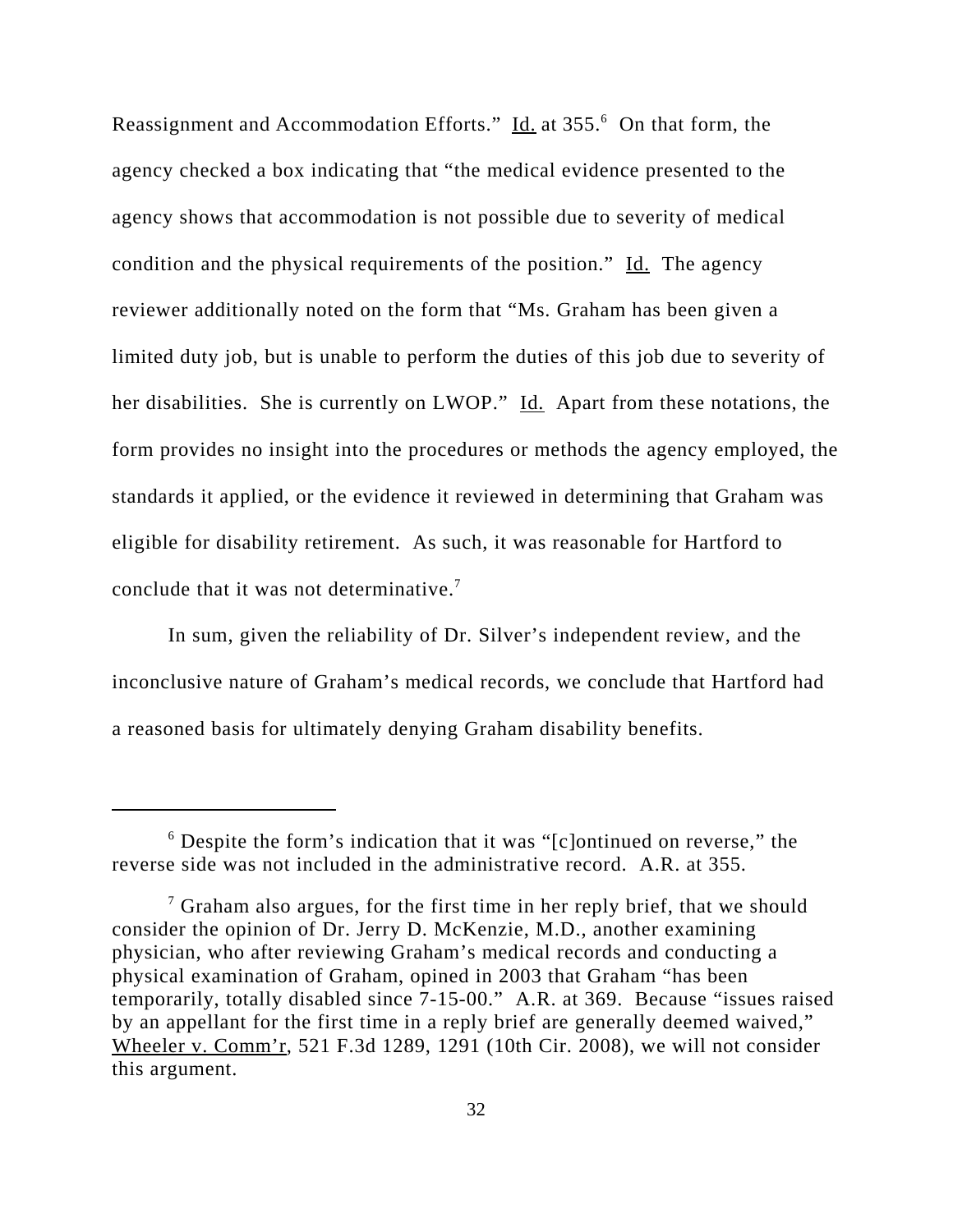Reassignment and Accommodation Efforts." Id. at 355.[6] On that form, the agency checked a box indicating that "the medical evidence presented to the agency shows that accommodation is not possible due to severity of medical condition and the physical requirements of the position." Id. The agency reviewer additionally noted on the form that "Ms. Graham has been given a limited duty job, but is unable to perform the duties of this job due to severity of her disabilities. She is currently on LWOP." Id. Apart from these notations, the form provides no insight into the procedures or methods the agency employed, the standards it applied, or the evidence it reviewed in determining that Graham was eligible for disability retirement. As such, it was reasonable for Hartford to conclude that it was not determinative.[7]

In sum, given the reliability of Dr. Silver's independent review, and the inconclusive nature of Graham's medical records, we conclude that Hartford had a reasoned basis for ultimately denying Graham disability benefits.

---

[6] Despite the form's indication that it was "[c]ontinued on reverse," the reverse side was not included in the administrative record. A.R. at 355.

[7] Graham also argues, for the first time in her reply brief, that we should consider the opinion of Dr. Jerry D. McKenzie, M.D., another examining physician, who after reviewing Graham's medical records and conducting a physical examination of Graham, opined in 2003 that Graham "has been temporarily, totally disabled since 7-15-00." A.R. at 369. Because "issues raised by an appellant for the first time in a reply brief are generally deemed waived," Wheeler v. Comm'r, 521 F.3d 1289, 1291 (10th Cir. 2008), we will not consider this argument.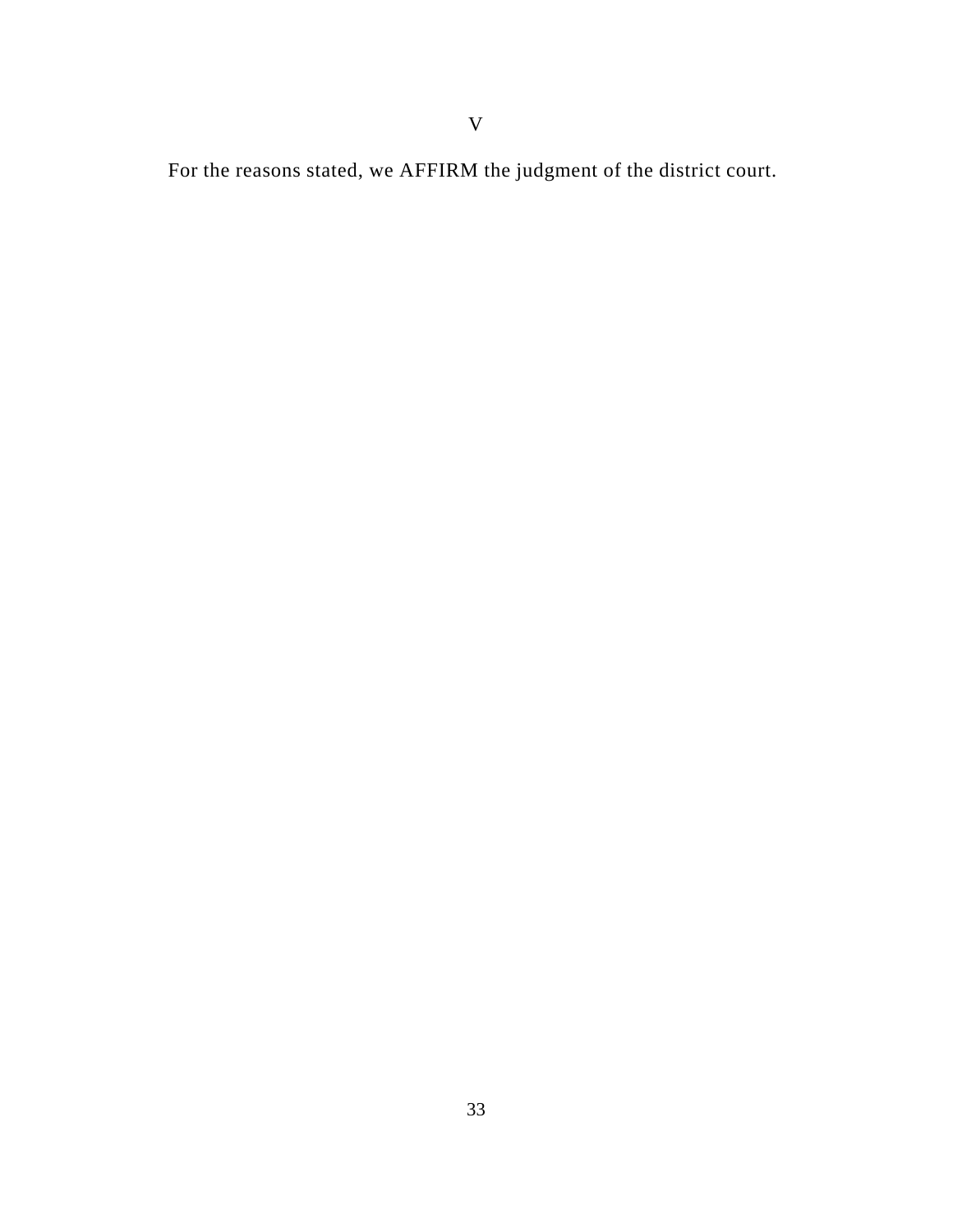## V

For the reasons stated, we AFFIRM the judgment of the district court.